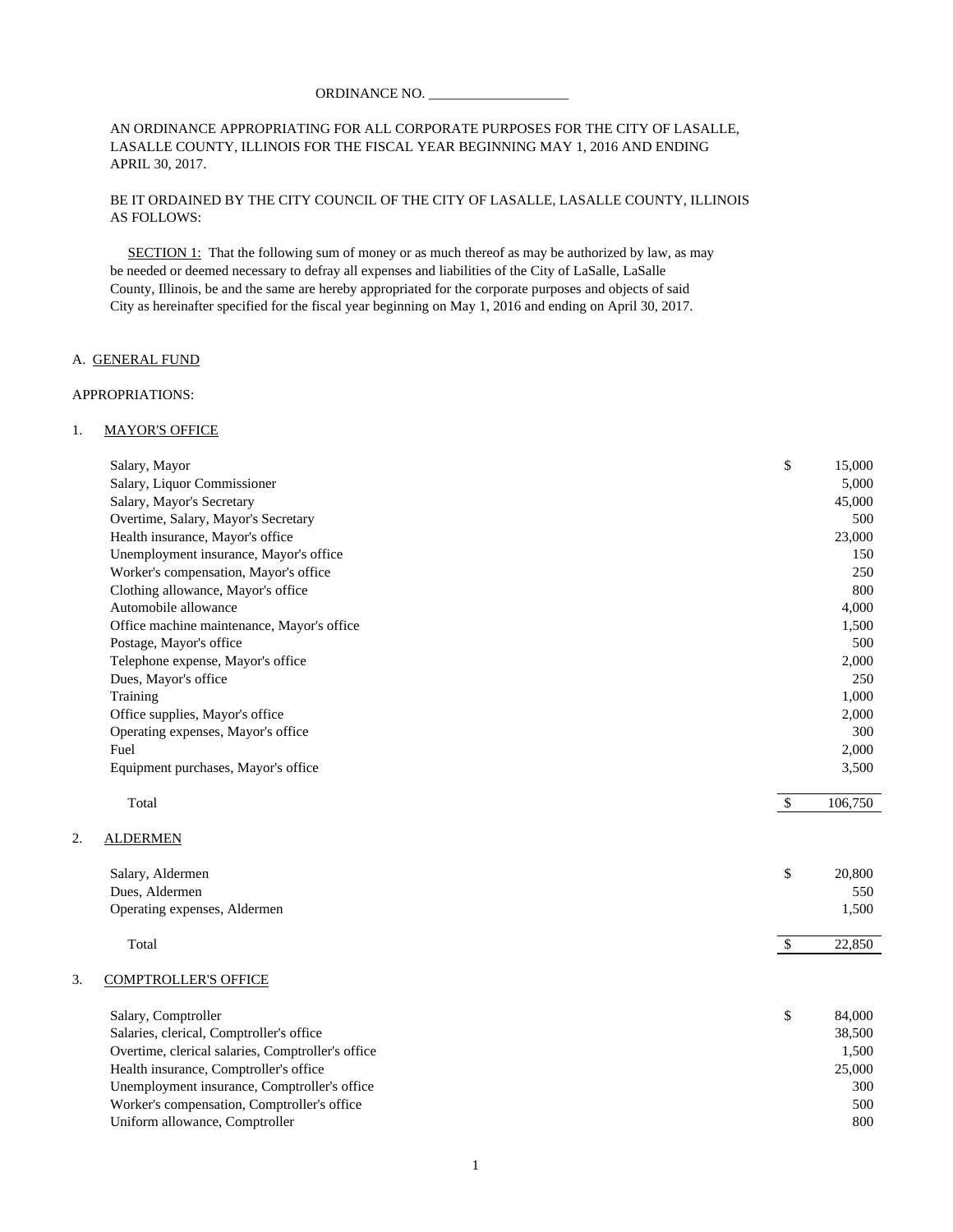ORDINANCE NO. ____________________

AN ORDINANCE APPROPRIATING FOR ALL CORPORATE PURPOSES FOR THE CITY OF LASALLE, LASALLE COUNTY, ILLINOIS FOR THE FISCAL YEAR BEGINNING MAY 1, 2016 AND ENDING APRIL 30, 2017.

BE IT ORDAINED BY THE CITY COUNCIL OF THE CITY OF LASALLE, LASALLE COUNTY, ILLINOIS AS FOLLOWS:

SECTION 1: That the following sum of money or as much thereof as may be authorized by law, as may be needed or deemed necessary to defray all expenses and liabilities of the City of LaSalle, LaSalle County, Illinois, be and the same are hereby appropriated for the corporate purposes and objects of said City as hereinafter specified for the fiscal year beginning on May 1, 2016 and ending on April 30, 2017.

## A. GENERAL FUND

APPROPRIATIONS:

### 1. MAYOR'S OFFICE

| Item | | Amount |
|---|---|---|
| Salary, Mayor | $ | 15,000 |
| Salary, Liquor Commissioner | | 5,000 |
| Salary, Mayor's Secretary | | 45,000 |
| Overtime, Salary, Mayor's Secretary | | 500 |
| Health insurance, Mayor's office | | 23,000 |
| Unemployment insurance, Mayor's office | | 150 |
| Worker's compensation, Mayor's office | | 250 |
| Clothing allowance, Mayor's office | | 800 |
| Automobile allowance | | 4,000 |
| Office machine maintenance, Mayor's office | | 1,500 |
| Postage, Mayor's office | | 500 |
| Telephone expense, Mayor's office | | 2,000 |
| Dues, Mayor's office | | 250 |
| Training | | 1,000 |
| Office supplies, Mayor's office | | 2,000 |
| Operating expenses, Mayor's office | | 300 |
| Fuel | | 2,000 |
| Equipment purchases, Mayor's office | | 3,500 |
| Total | $ | 106,750 |

### 2. ALDERMEN

| Item | | Amount |
|---|---|---|
| Salary, Aldermen | $ | 20,800 |
| Dues, Aldermen | | 550 |
| Operating expenses, Aldermen | | 1,500 |
| Total | $ | 22,850 |

### 3. COMPTROLLER'S OFFICE

| Item | | Amount |
|---|---|---|
| Salary, Comptroller | $ | 84,000 |
| Salaries, clerical, Comptroller's office | | 38,500 |
| Overtime, clerical salaries, Comptroller's office | | 1,500 |
| Health insurance, Comptroller's office | | 25,000 |
| Unemployment insurance, Comptroller's office | | 300 |
| Worker's compensation, Comptroller's office | | 500 |
| Uniform allowance, Comptroller | | 800 |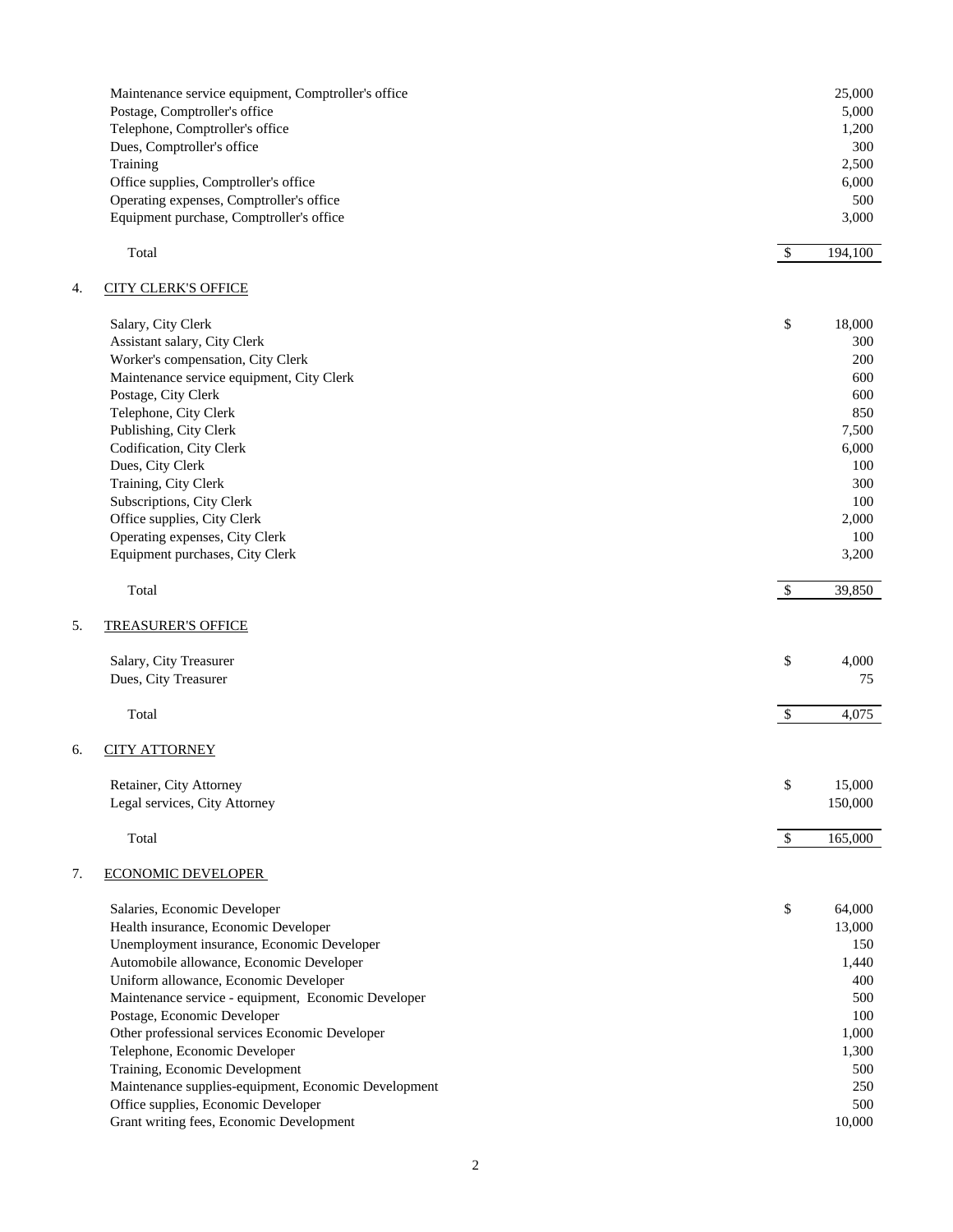| | | |
|---|---|---|
| Maintenance service equipment, Comptroller's office | | 25,000 |
| Postage, Comptroller's office | | 5,000 |
| Telephone, Comptroller's office | | 1,200 |
| Dues, Comptroller's office | | 300 |
| Training | | 2,500 |
| Office supplies, Comptroller's office | | 6,000 |
| Operating expenses, Comptroller's office | | 500 |
| Equipment purchase, Comptroller's office | | 3,000 |
| Total | $ | 194,100 |

4. CITY CLERK'S OFFICE

| | | |
|---|---|---|
| Salary, City Clerk | $ | 18,000 |
| Assistant salary, City Clerk | | 300 |
| Worker's compensation, City Clerk | | 200 |
| Maintenance service equipment, City Clerk | | 600 |
| Postage, City Clerk | | 600 |
| Telephone, City Clerk | | 850 |
| Publishing, City Clerk | | 7,500 |
| Codification, City Clerk | | 6,000 |
| Dues, City Clerk | | 100 |
| Training, City Clerk | | 300 |
| Subscriptions, City Clerk | | 100 |
| Office supplies, City Clerk | | 2,000 |
| Operating expenses, City Clerk | | 100 |
| Equipment purchases, City Clerk | | 3,200 |
| Total | $ | 39,850 |

5. TREASURER'S OFFICE

| | | |
|---|---|---|
| Salary, City Treasurer | $ | 4,000 |
| Dues, City Treasurer | | 75 |
| Total | $ | 4,075 |

6. CITY ATTORNEY

| | | |
|---|---|---|
| Retainer, City Attorney | $ | 15,000 |
| Legal services, City Attorney | | 150,000 |
| Total | $ | 165,000 |

7. ECONOMIC DEVELOPER

| | | |
|---|---|---|
| Salaries, Economic Developer | $ | 64,000 |
| Health insurance, Economic Developer | | 13,000 |
| Unemployment insurance, Economic Developer | | 150 |
| Automobile allowance, Economic Developer | | 1,440 |
| Uniform allowance, Economic Developer | | 400 |
| Maintenance service - equipment, Economic Developer | | 500 |
| Postage, Economic Developer | | 100 |
| Other professional services Economic Developer | | 1,000 |
| Telephone, Economic Developer | | 1,300 |
| Training, Economic Development | | 500 |
| Maintenance supplies-equipment, Economic Development | | 250 |
| Office supplies, Economic Developer | | 500 |
| Grant writing fees, Economic Development | | 10,000 |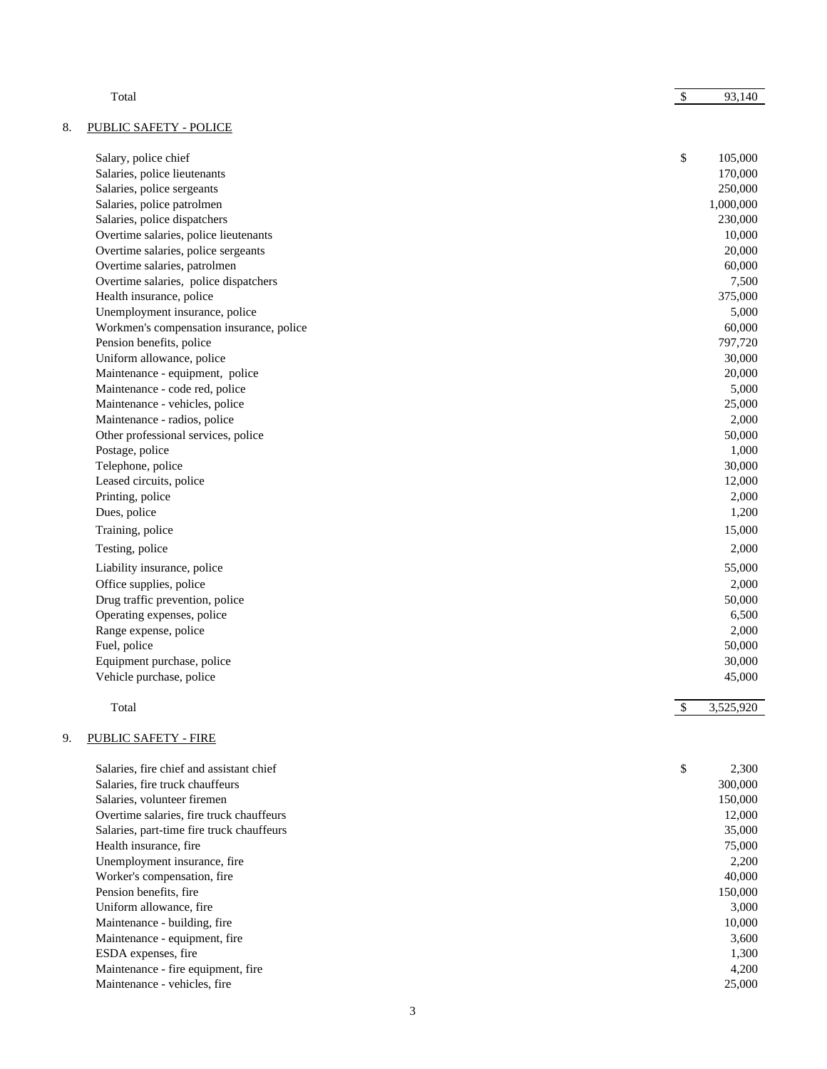| | | |
|---|---|---|
| Total | $ | 93,140 |

8. PUBLIC SAFETY - POLICE

| | | |
|---|---|---|
| Salary, police chief | $ | 105,000 |
| Salaries, police lieutenants | | 170,000 |
| Salaries, police sergeants | | 250,000 |
| Salaries, police patrolmen | | 1,000,000 |
| Salaries, police dispatchers | | 230,000 |
| Overtime salaries, police lieutenants | | 10,000 |
| Overtime salaries, police sergeants | | 20,000 |
| Overtime salaries, patrolmen | | 60,000 |
| Overtime salaries, police dispatchers | | 7,500 |
| Health insurance, police | | 375,000 |
| Unemployment insurance, police | | 5,000 |
| Workmen's compensation insurance, police | | 60,000 |
| Pension benefits, police | | 797,720 |
| Uniform allowance, police | | 30,000 |
| Maintenance - equipment, police | | 20,000 |
| Maintenance - code red, police | | 5,000 |
| Maintenance - vehicles, police | | 25,000 |
| Maintenance - radios, police | | 2,000 |
| Other professional services, police | | 50,000 |
| Postage, police | | 1,000 |
| Telephone, police | | 30,000 |
| Leased circuits, police | | 12,000 |
| Printing, police | | 2,000 |
| Dues, police | | 1,200 |
| Training, police | | 15,000 |
| Testing, police | | 2,000 |
| Liability insurance, police | | 55,000 |
| Office supplies, police | | 2,000 |
| Drug traffic prevention, police | | 50,000 |
| Operating expenses, police | | 6,500 |
| Range expense, police | | 2,000 |
| Fuel, police | | 50,000 |
| Equipment purchase, police | | 30,000 |
| Vehicle purchase, police | | 45,000 |
| Total | $ | 3,525,920 |

9. PUBLIC SAFETY - FIRE

| | | |
|---|---|---|
| Salaries, fire chief and assistant chief | $ | 2,300 |
| Salaries, fire truck chauffeurs | | 300,000 |
| Salaries, volunteer firemen | | 150,000 |
| Overtime salaries, fire truck chauffeurs | | 12,000 |
| Salaries, part-time fire truck chauffeurs | | 35,000 |
| Health insurance, fire | | 75,000 |
| Unemployment insurance, fire | | 2,200 |
| Worker's compensation, fire | | 40,000 |
| Pension benefits, fire | | 150,000 |
| Uniform allowance, fire | | 3,000 |
| Maintenance - building, fire | | 10,000 |
| Maintenance - equipment, fire | | 3,600 |
| ESDA expenses, fire | | 1,300 |
| Maintenance - fire equipment, fire | | 4,200 |
| Maintenance - vehicles, fire | | 25,000 |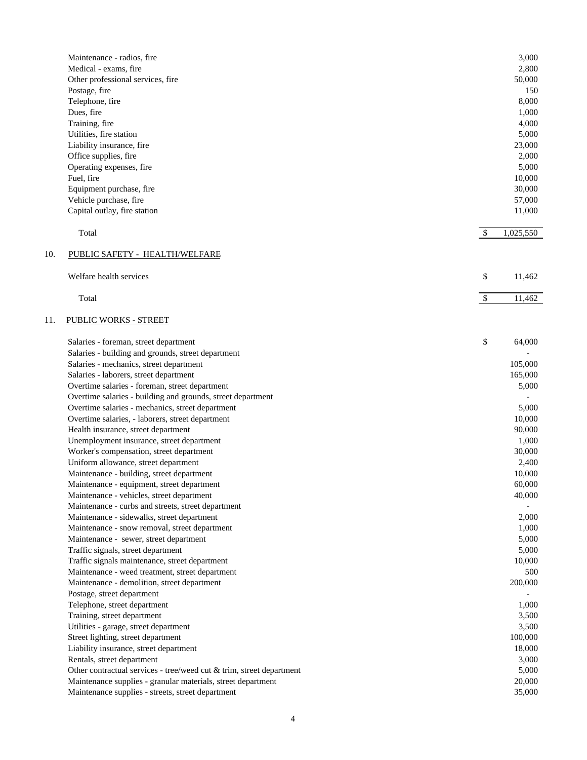| Item | Amount |
|---|---|
| Maintenance - radios, fire | 3,000 |
| Medical - exams, fire | 2,800 |
| Other professional services, fire | 50,000 |
| Postage, fire | 150 |
| Telephone, fire | 8,000 |
| Dues, fire | 1,000 |
| Training, fire | 4,000 |
| Utilities, fire station | 5,000 |
| Liability insurance, fire | 23,000 |
| Office supplies, fire | 2,000 |
| Operating expenses, fire | 5,000 |
| Fuel, fire | 10,000 |
| Equipment purchase, fire | 30,000 |
| Vehicle purchase, fire | 57,000 |
| Capital outlay, fire station | 11,000 |
| Total | $ 1,025,550 |

10. PUBLIC SAFETY - HEALTH/WELFARE

| Item | Amount |
|---|---|
| Welfare health services | $ 11,462 |
| Total | $ 11,462 |

11. PUBLIC WORKS - STREET

| Item | Amount |
|---|---|
| Salaries - foreman, street department | $ 64,000 |
| Salaries - building and grounds, street department | - |
| Salaries - mechanics, street department | 105,000 |
| Salaries - laborers, street department | 165,000 |
| Overtime salaries - foreman, street department | 5,000 |
| Overtime salaries - building and grounds, street department | - |
| Overtime salaries - mechanics, street department | 5,000 |
| Overtime salaries, - laborers, street department | 10,000 |
| Health insurance, street department | 90,000 |
| Unemployment insurance, street department | 1,000 |
| Worker's compensation, street department | 30,000 |
| Uniform allowance, street department | 2,400 |
| Maintenance - building, street department | 10,000 |
| Maintenance - equipment, street department | 60,000 |
| Maintenance - vehicles, street department | 40,000 |
| Maintenance - curbs and streets, street department | - |
| Maintenance - sidewalks, street department | 2,000 |
| Maintenance - snow removal, street department | 1,000 |
| Maintenance - sewer, street department | 5,000 |
| Traffic signals, street department | 5,000 |
| Traffic signals maintenance, street department | 10,000 |
| Maintenance - weed treatment, street department | 500 |
| Maintenance - demolition, street department | 200,000 |
| Postage, street department | - |
| Telephone, street department | 1,000 |
| Training, street department | 3,500 |
| Utilities - garage, street department | 3,500 |
| Street lighting, street department | 100,000 |
| Liability insurance, street department | 18,000 |
| Rentals, street department | 3,000 |
| Other contractual services - tree/weed cut & trim, street department | 5,000 |
| Maintenance supplies - granular materials, street department | 20,000 |
| Maintenance supplies - streets, street department | 35,000 |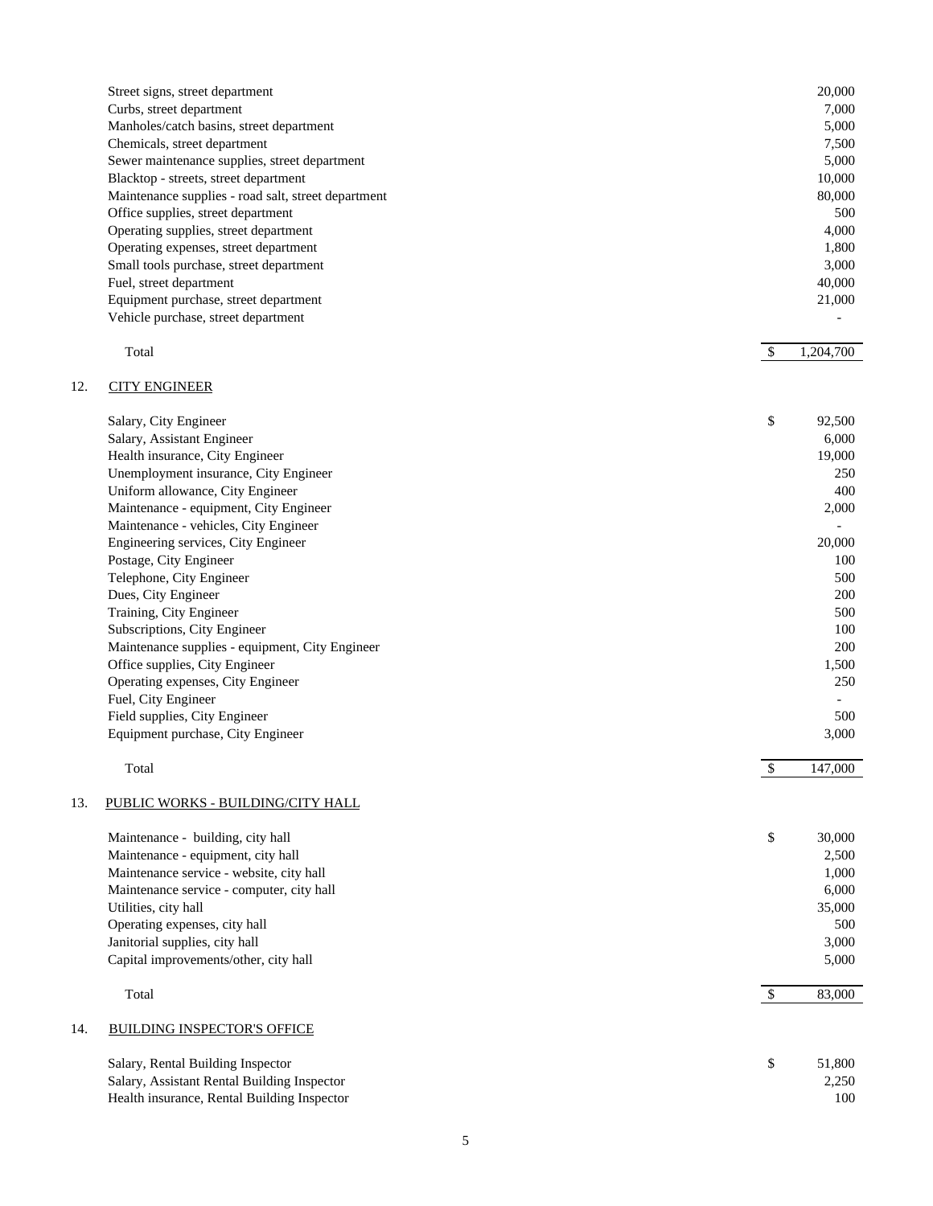| | |
|---|---|
| Street signs, street department | 20,000 |
| Curbs, street department | 7,000 |
| Manholes/catch basins, street department | 5,000 |
| Chemicals, street department | 7,500 |
| Sewer maintenance supplies, street department | 5,000 |
| Blacktop - streets, street department | 10,000 |
| Maintenance supplies - road salt, street department | 80,000 |
| Office supplies, street department | 500 |
| Operating supplies, street department | 4,000 |
| Operating expenses, street department | 1,800 |
| Small tools purchase, street department | 3,000 |
| Fuel, street department | 40,000 |
| Equipment purchase, street department | 21,000 |
| Vehicle purchase, street department | - |
| Total | $ 1,204,700 |

12. CITY ENGINEER

| | |
|---|---|
| Salary, City Engineer | $ 92,500 |
| Salary, Assistant Engineer | 6,000 |
| Health insurance, City Engineer | 19,000 |
| Unemployment insurance, City Engineer | 250 |
| Uniform allowance, City Engineer | 400 |
| Maintenance - equipment, City Engineer | 2,000 |
| Maintenance - vehicles, City Engineer | - |
| Engineering services, City Engineer | 20,000 |
| Postage, City Engineer | 100 |
| Telephone, City Engineer | 500 |
| Dues, City Engineer | 200 |
| Training, City Engineer | 500 |
| Subscriptions, City Engineer | 100 |
| Maintenance supplies - equipment, City Engineer | 200 |
| Office supplies, City Engineer | 1,500 |
| Operating expenses, City Engineer | 250 |
| Fuel, City Engineer | - |
| Field supplies, City Engineer | 500 |
| Equipment purchase, City Engineer | 3,000 |
| Total | $ 147,000 |

13. PUBLIC WORKS - BUILDING/CITY HALL

| | |
|---|---|
| Maintenance - building, city hall | $ 30,000 |
| Maintenance - equipment, city hall | 2,500 |
| Maintenance service - website, city hall | 1,000 |
| Maintenance service - computer, city hall | 6,000 |
| Utilities, city hall | 35,000 |
| Operating expenses, city hall | 500 |
| Janitorial supplies, city hall | 3,000 |
| Capital improvements/other, city hall | 5,000 |
| Total | $ 83,000 |

14. BUILDING INSPECTOR'S OFFICE

| | |
|---|---|
| Salary, Rental Building Inspector | $ 51,800 |
| Salary, Assistant Rental Building Inspector | 2,250 |
| Health insurance, Rental Building Inspector | 100 |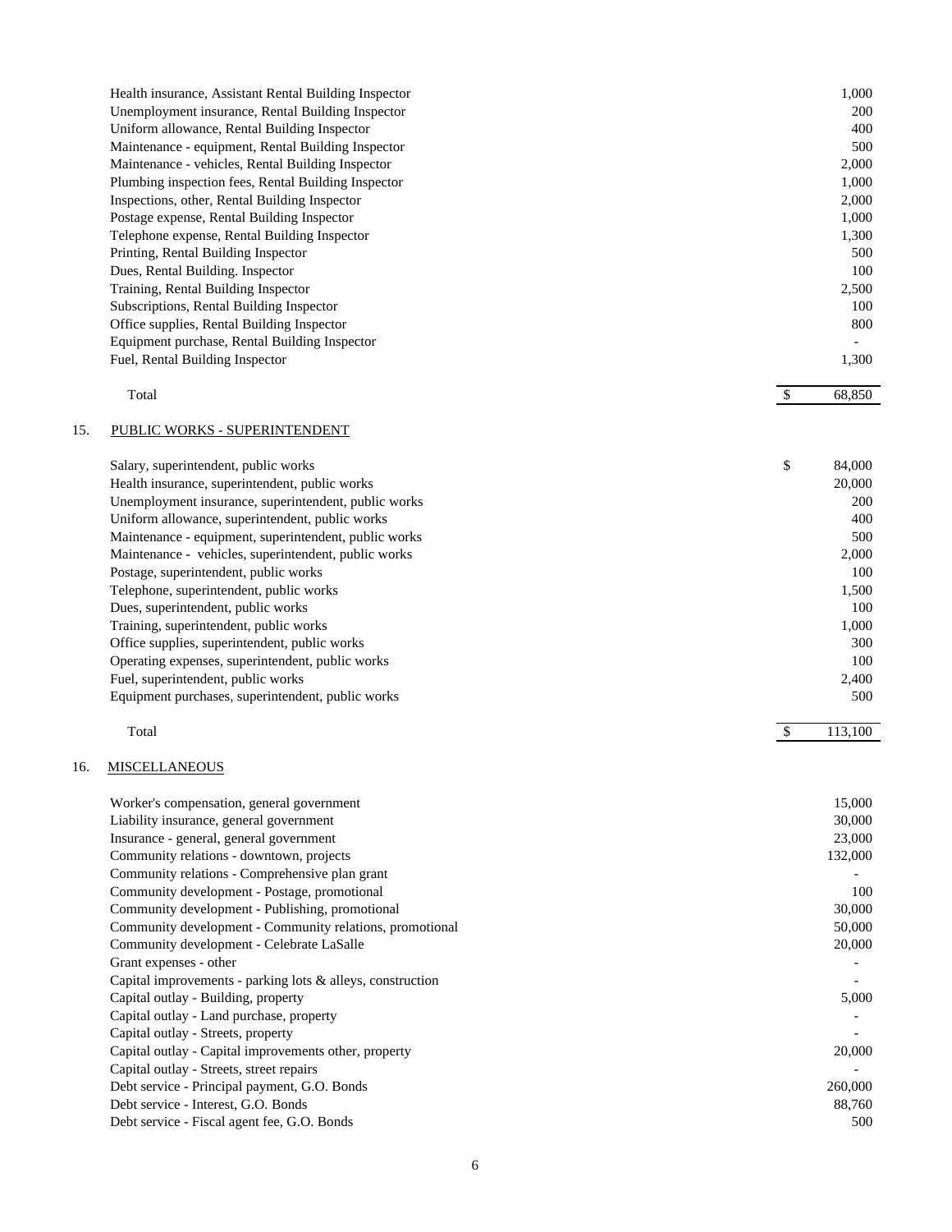| | |
|---|---|
| Health insurance, Assistant Rental Building Inspector | 1,000 |
| Unemployment insurance, Rental Building Inspector | 200 |
| Uniform allowance, Rental Building Inspector | 400 |
| Maintenance - equipment, Rental Building Inspector | 500 |
| Maintenance - vehicles, Rental Building Inspector | 2,000 |
| Plumbing inspection fees, Rental Building Inspector | 1,000 |
| Inspections, other, Rental Building Inspector | 2,000 |
| Postage expense, Rental Building Inspector | 1,000 |
| Telephone expense, Rental Building Inspector | 1,300 |
| Printing, Rental Building Inspector | 500 |
| Dues, Rental Building. Inspector | 100 |
| Training, Rental Building Inspector | 2,500 |
| Subscriptions, Rental Building Inspector | 100 |
| Office supplies, Rental Building Inspector | 800 |
| Equipment purchase, Rental Building Inspector | - |
| Fuel, Rental Building Inspector | 1,300 |
| Total | $ 68,850 |

15. PUBLIC WORKS - SUPERINTENDENT

| | |
|---|---|
| Salary, superintendent, public works | $ 84,000 |
| Health insurance, superintendent, public works | 20,000 |
| Unemployment insurance, superintendent, public works | 200 |
| Uniform allowance, superintendent, public works | 400 |
| Maintenance - equipment, superintendent, public works | 500 |
| Maintenance - vehicles, superintendent, public works | 2,000 |
| Postage, superintendent, public works | 100 |
| Telephone, superintendent, public works | 1,500 |
| Dues, superintendent, public works | 100 |
| Training, superintendent, public works | 1,000 |
| Office supplies, superintendent, public works | 300 |
| Operating expenses, superintendent, public works | 100 |
| Fuel, superintendent, public works | 2,400 |
| Equipment purchases, superintendent, public works | 500 |
| Total | $ 113,100 |

16. MISCELLANEOUS

| | |
|---|---|
| Worker's compensation, general government | 15,000 |
| Liability insurance, general government | 30,000 |
| Insurance - general, general government | 23,000 |
| Community relations - downtown, projects | 132,000 |
| Community relations - Comprehensive plan grant | - |
| Community development - Postage, promotional | 100 |
| Community development - Publishing, promotional | 30,000 |
| Community development - Community relations, promotional | 50,000 |
| Community development - Celebrate LaSalle | 20,000 |
| Grant expenses - other | - |
| Capital improvements - parking lots & alleys, construction | - |
| Capital outlay - Building, property | 5,000 |
| Capital outlay - Land purchase, property | - |
| Capital outlay - Streets, property | - |
| Capital outlay - Capital improvements other, property | 20,000 |
| Capital outlay - Streets, street repairs | - |
| Debt service - Principal payment, G.O. Bonds | 260,000 |
| Debt service - Interest, G.O. Bonds | 88,760 |
| Debt service - Fiscal agent fee, G.O. Bonds | 500 |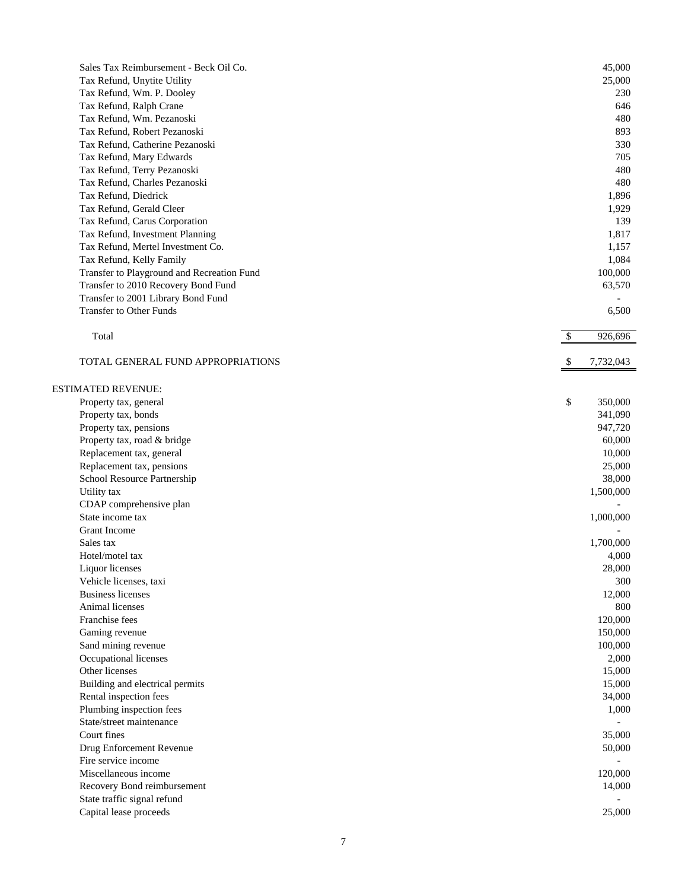| | |
|---|---|
| Sales Tax Reimbursement - Beck Oil Co. | 45,000 |
| Tax Refund, Unytite Utility | 25,000 |
| Tax Refund, Wm. P. Dooley | 230 |
| Tax Refund, Ralph Crane | 646 |
| Tax Refund, Wm. Pezanoski | 480 |
| Tax Refund, Robert Pezanoski | 893 |
| Tax Refund, Catherine Pezanoski | 330 |
| Tax Refund, Mary Edwards | 705 |
| Tax Refund, Terry Pezanoski | 480 |
| Tax Refund, Charles Pezanoski | 480 |
| Tax Refund, Diedrick | 1,896 |
| Tax Refund, Gerald Cleer | 1,929 |
| Tax Refund, Carus Corporation | 139 |
| Tax Refund, Investment Planning | 1,817 |
| Tax Refund, Mertel Investment Co. | 1,157 |
| Tax Refund, Kelly Family | 1,084 |
| Transfer to Playground and Recreation Fund | 100,000 |
| Transfer to 2010 Recovery Bond Fund | 63,570 |
| Transfer to 2001 Library Bond Fund | - |
| Transfer to Other Funds | 6,500 |
| Total | $ 926,696 |
| TOTAL GENERAL FUND APPROPRIATIONS | $ 7,732,043 |

ESTIMATED REVENUE:

| | |
|---|---|
| Property tax, general | $ 350,000 |
| Property tax, bonds | 341,090 |
| Property tax, pensions | 947,720 |
| Property tax, road & bridge | 60,000 |
| Replacement tax, general | 10,000 |
| Replacement tax, pensions | 25,000 |
| School Resource Partnership | 38,000 |
| Utility tax | 1,500,000 |
| CDAP comprehensive plan | - |
| State income tax | 1,000,000 |
| Grant Income | - |
| Sales tax | 1,700,000 |
| Hotel/motel tax | 4,000 |
| Liquor licenses | 28,000 |
| Vehicle licenses, taxi | 300 |
| Business licenses | 12,000 |
| Animal licenses | 800 |
| Franchise fees | 120,000 |
| Gaming revenue | 150,000 |
| Sand mining revenue | 100,000 |
| Occupational licenses | 2,000 |
| Other licenses | 15,000 |
| Building and electrical permits | 15,000 |
| Rental inspection fees | 34,000 |
| Plumbing inspection fees | 1,000 |
| State/street maintenance | - |
| Court fines | 35,000 |
| Drug Enforcement Revenue | 50,000 |
| Fire service income | - |
| Miscellaneous income | 120,000 |
| Recovery Bond reimbursement | 14,000 |
| State traffic signal refund | - |
| Capital lease proceeds | 25,000 |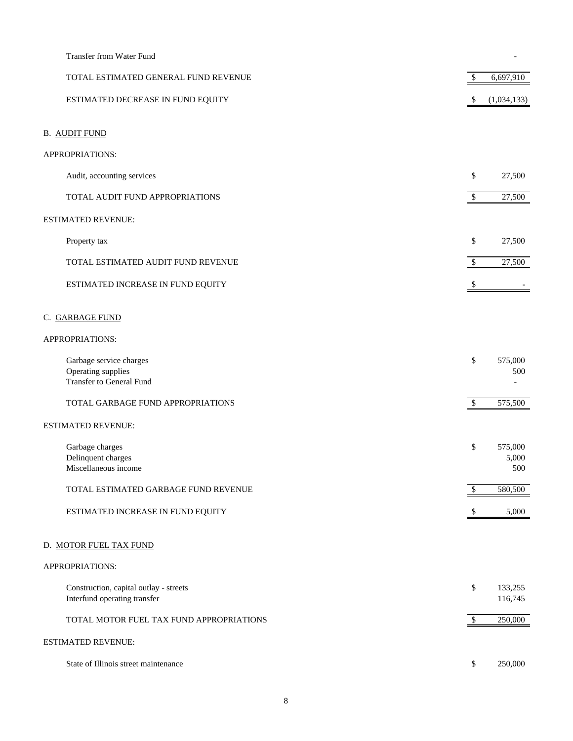| | | |
|---|---|---|
| Transfer from Water Fund | | - |
| TOTAL ESTIMATED GENERAL FUND REVENUE | $ | 6,697,910 |
| ESTIMATED DECREASE IN FUND EQUITY | $ | (1,034,133) |

B. AUDIT FUND

| | | |
|---|---|---|
| **APPROPRIATIONS:** | | |
| Audit, accounting services | $ | 27,500 |
| TOTAL AUDIT FUND APPROPRIATIONS | $ | 27,500 |
| **ESTIMATED REVENUE:** | | |
| Property tax | $ | 27,500 |
| TOTAL ESTIMATED AUDIT FUND REVENUE | $ | 27,500 |
| ESTIMATED INCREASE IN FUND EQUITY | $ | - |

C. GARBAGE FUND

| | | |
|---|---|---|
| **APPROPRIATIONS:** | | |
| Garbage service charges | $ | 575,000 |
| Operating supplies | | 500 |
| Transfer to General Fund | | - |
| TOTAL GARBAGE FUND APPROPRIATIONS | $ | 575,500 |
| **ESTIMATED REVENUE:** | | |
| Garbage charges | $ | 575,000 |
| Delinquent charges | | 5,000 |
| Miscellaneous income | | 500 |
| TOTAL ESTIMATED GARBAGE FUND REVENUE | $ | 580,500 |
| ESTIMATED INCREASE IN FUND EQUITY | $ | 5,000 |

D. MOTOR FUEL TAX FUND

| | | |
|---|---|---|
| **APPROPRIATIONS:** | | |
| Construction, capital outlay - streets | $ | 133,255 |
| Interfund operating transfer | | 116,745 |
| TOTAL MOTOR FUEL TAX FUND APPROPRIATIONS | $ | 250,000 |
| **ESTIMATED REVENUE:** | | |
| State of Illinois street maintenance | $ | 250,000 |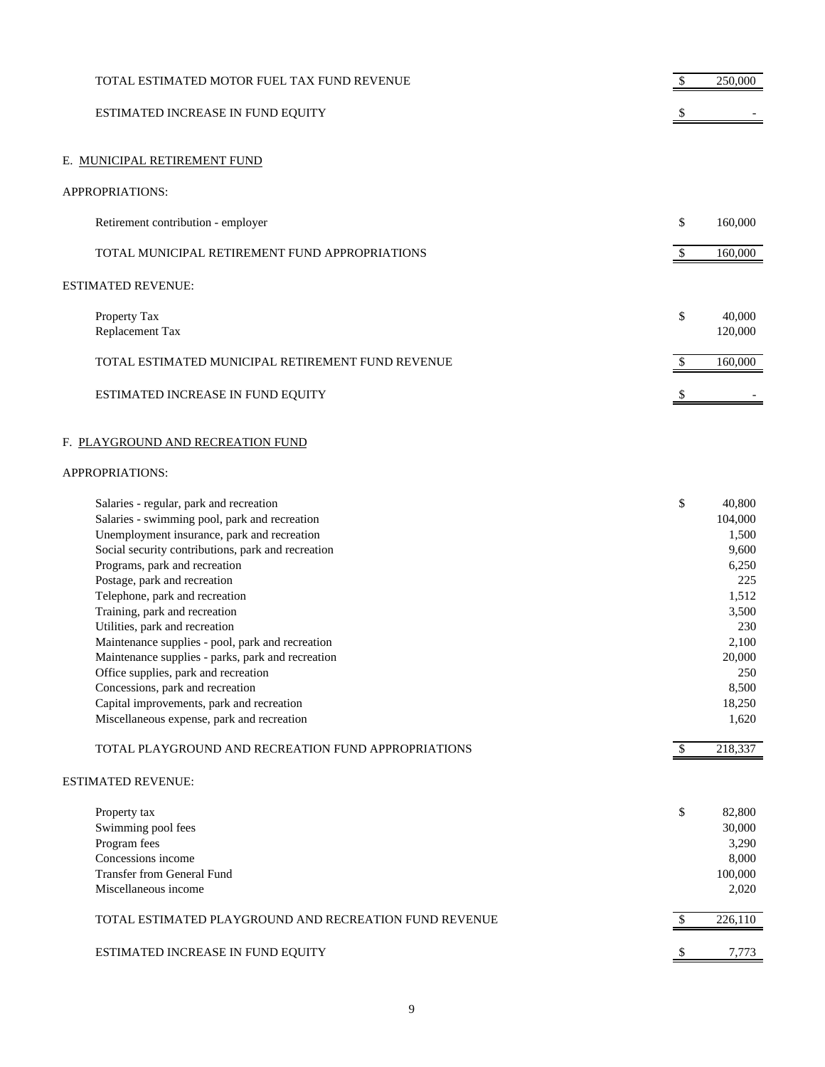| | | |
|---|---|---|
| TOTAL ESTIMATED MOTOR FUEL TAX FUND REVENUE | $ | 250,000 |
| ESTIMATED INCREASE IN FUND EQUITY | $ | - |

## E. MUNICIPAL RETIREMENT FUND

APPROPRIATIONS:

| | | |
|---|---|---|
| Retirement contribution - employer | $ | 160,000 |
| TOTAL MUNICIPAL RETIREMENT FUND APPROPRIATIONS | $ | 160,000 |

ESTIMATED REVENUE:

| | | |
|---|---|---|
| Property Tax | $ | 40,000 |
| Replacement Tax | | 120,000 |
| TOTAL ESTIMATED MUNICIPAL RETIREMENT FUND REVENUE | $ | 160,000 |
| ESTIMATED INCREASE IN FUND EQUITY | $ | - |

## F. PLAYGROUND AND RECREATION FUND

APPROPRIATIONS:

| | | |
|---|---|---|
| Salaries - regular, park and recreation | $ | 40,800 |
| Salaries - swimming pool, park and recreation | | 104,000 |
| Unemployment insurance, park and recreation | | 1,500 |
| Social security contributions, park and recreation | | 9,600 |
| Programs, park and recreation | | 6,250 |
| Postage, park and recreation | | 225 |
| Telephone, park and recreation | | 1,512 |
| Training, park and recreation | | 3,500 |
| Utilities, park and recreation | | 230 |
| Maintenance supplies - pool, park and recreation | | 2,100 |
| Maintenance supplies - parks, park and recreation | | 20,000 |
| Office supplies, park and recreation | | 250 |
| Concessions, park and recreation | | 8,500 |
| Capital improvements, park and recreation | | 18,250 |
| Miscellaneous expense, park and recreation | | 1,620 |
| TOTAL PLAYGROUND AND RECREATION FUND APPROPRIATIONS | $ | 218,337 |

ESTIMATED REVENUE:

| | | |
|---|---|---|
| Property tax | $ | 82,800 |
| Swimming pool fees | | 30,000 |
| Program fees | | 3,290 |
| Concessions income | | 8,000 |
| Transfer from General Fund | | 100,000 |
| Miscellaneous income | | 2,020 |
| TOTAL ESTIMATED PLAYGROUND AND RECREATION FUND REVENUE | $ | 226,110 |
| ESTIMATED INCREASE IN FUND EQUITY | $ | 7,773 |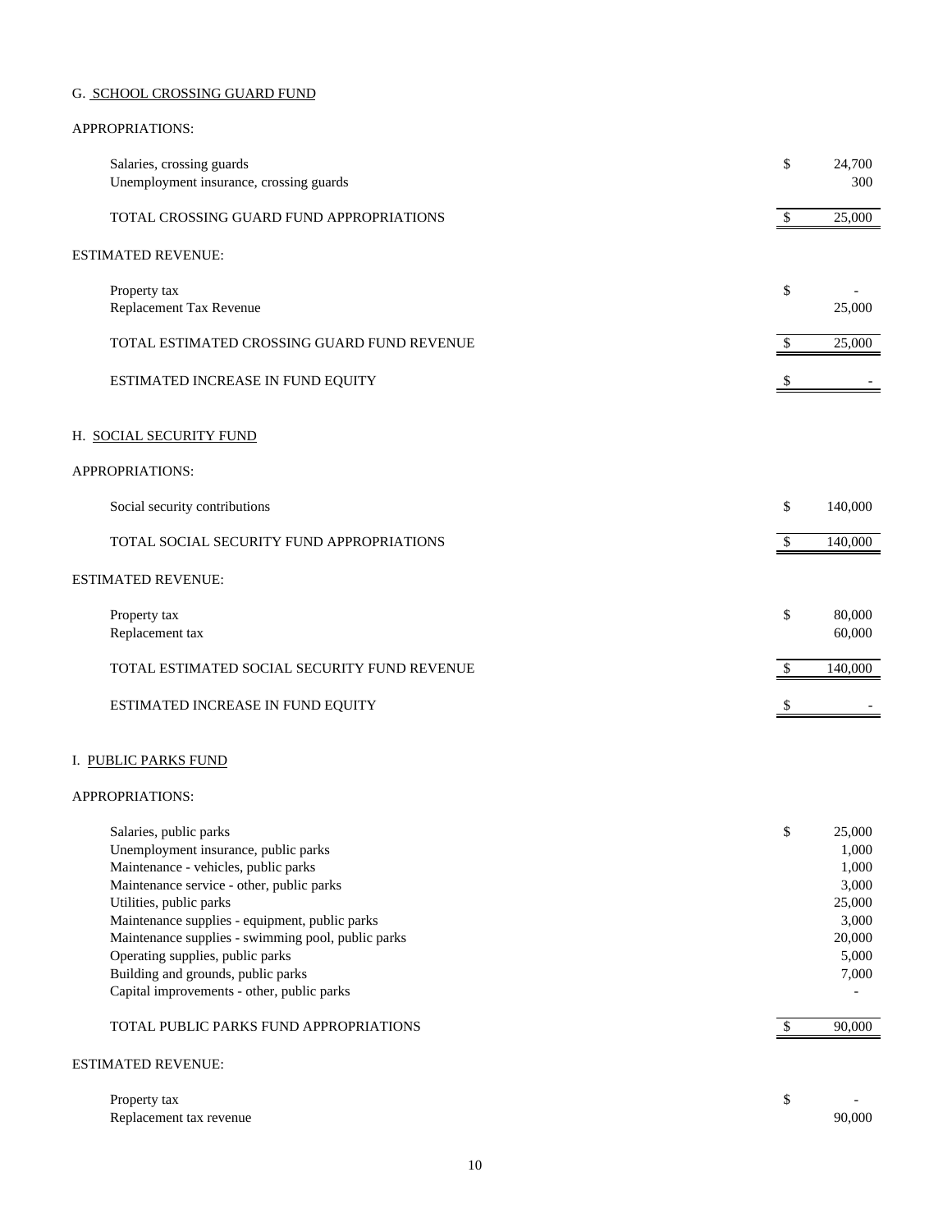G. SCHOOL CROSSING GUARD FUND

APPROPRIATIONS:

| | | |
|---|---|---|
| Salaries, crossing guards | $ | 24,700 |
| Unemployment insurance, crossing guards | | 300 |
| TOTAL CROSSING GUARD FUND APPROPRIATIONS | $ | 25,000 |

ESTIMATED REVENUE:

| | | |
|---|---|---|
| Property tax | $ | - |
| Replacement Tax Revenue | | 25,000 |
| TOTAL ESTIMATED CROSSING GUARD FUND REVENUE | $ | 25,000 |
| ESTIMATED INCREASE IN FUND EQUITY | $ | - |

H. SOCIAL SECURITY FUND

APPROPRIATIONS:

| | | |
|---|---|---|
| Social security contributions | $ | 140,000 |
| TOTAL SOCIAL SECURITY FUND APPROPRIATIONS | $ | 140,000 |

ESTIMATED REVENUE:

| | | |
|---|---|---|
| Property tax | $ | 80,000 |
| Replacement tax | | 60,000 |
| TOTAL ESTIMATED SOCIAL SECURITY FUND REVENUE | $ | 140,000 |
| ESTIMATED INCREASE IN FUND EQUITY | $ | - |

I. PUBLIC PARKS FUND

APPROPRIATIONS:

| | | |
|---|---|---|
| Salaries, public parks | $ | 25,000 |
| Unemployment insurance, public parks | | 1,000 |
| Maintenance - vehicles, public parks | | 1,000 |
| Maintenance service - other, public parks | | 3,000 |
| Utilities, public parks | | 25,000 |
| Maintenance supplies - equipment, public parks | | 3,000 |
| Maintenance supplies - swimming pool, public parks | | 20,000 |
| Operating supplies, public parks | | 5,000 |
| Building and grounds, public parks | | 7,000 |
| Capital improvements - other, public parks | | - |
| TOTAL PUBLIC PARKS FUND APPROPRIATIONS | $ | 90,000 |

ESTIMATED REVENUE:

| | | |
|---|---|---|
| Property tax | $ | - |
| Replacement tax revenue | | 90,000 |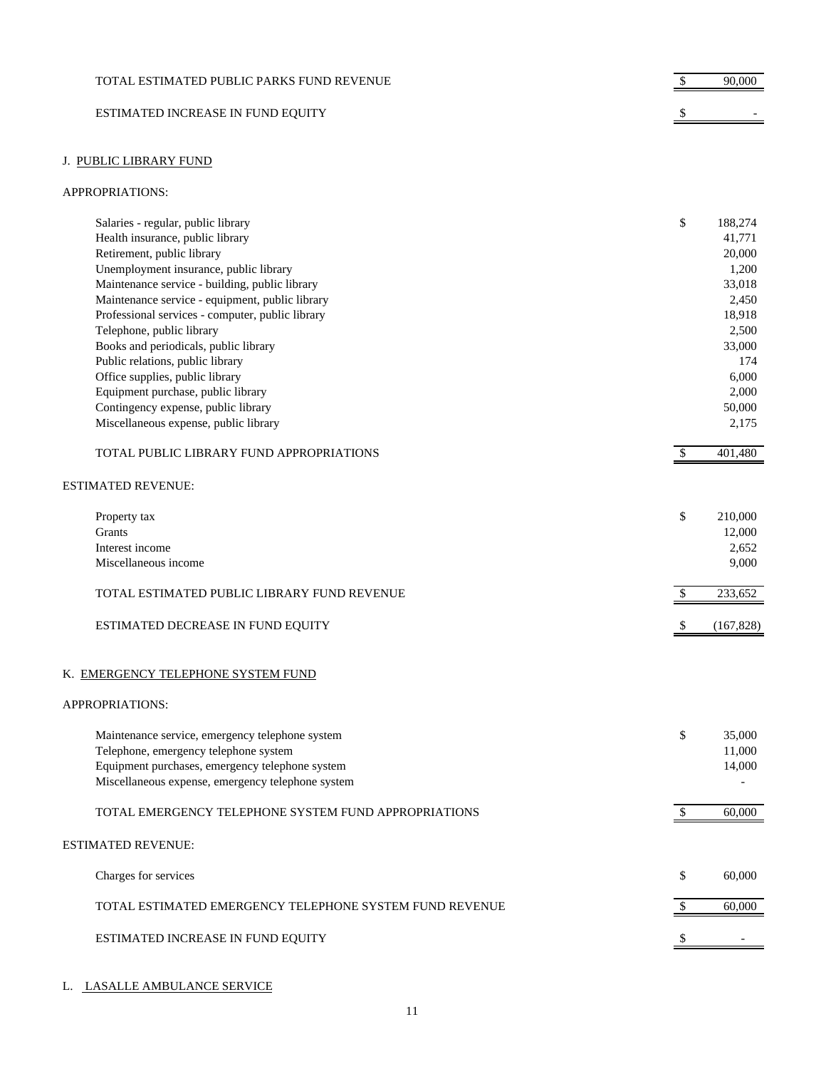| | | |
|---|---|---|
| TOTAL ESTIMATED PUBLIC PARKS FUND REVENUE | $ | 90,000 |
| ESTIMATED INCREASE IN FUND EQUITY | $ | - |

J. PUBLIC LIBRARY FUND

APPROPRIATIONS:

| | | |
|---|---|---|
| Salaries - regular, public library | $ | 188,274 |
| Health insurance, public library | | 41,771 |
| Retirement, public library | | 20,000 |
| Unemployment insurance, public library | | 1,200 |
| Maintenance service - building, public library | | 33,018 |
| Maintenance service - equipment, public library | | 2,450 |
| Professional services - computer, public library | | 18,918 |
| Telephone, public library | | 2,500 |
| Books and periodicals, public library | | 33,000 |
| Public relations, public library | | 174 |
| Office supplies, public library | | 6,000 |
| Equipment purchase, public library | | 2,000 |
| Contingency expense, public library | | 50,000 |
| Miscellaneous expense, public library | | 2,175 |
| TOTAL PUBLIC LIBRARY FUND APPROPRIATIONS | $ | 401,480 |

ESTIMATED REVENUE:

| | | |
|---|---|---|
| Property tax | $ | 210,000 |
| Grants | | 12,000 |
| Interest income | | 2,652 |
| Miscellaneous income | | 9,000 |
| TOTAL ESTIMATED PUBLIC LIBRARY FUND REVENUE | $ | 233,652 |
| ESTIMATED DECREASE IN FUND EQUITY | $ | (167,828) |

K. EMERGENCY TELEPHONE SYSTEM FUND

APPROPRIATIONS:

| | | |
|---|---|---|
| Maintenance service, emergency telephone system | $ | 35,000 |
| Telephone, emergency telephone system | | 11,000 |
| Equipment purchases, emergency telephone system | | 14,000 |
| Miscellaneous expense, emergency telephone system | | - |
| TOTAL EMERGENCY TELEPHONE SYSTEM FUND APPROPRIATIONS | $ | 60,000 |

ESTIMATED REVENUE:

| | | |
|---|---|---|
| Charges for services | $ | 60,000 |
| TOTAL ESTIMATED EMERGENCY TELEPHONE SYSTEM FUND REVENUE | $ | 60,000 |
| ESTIMATED INCREASE IN FUND EQUITY | $ | - |

L. LASALLE AMBULANCE SERVICE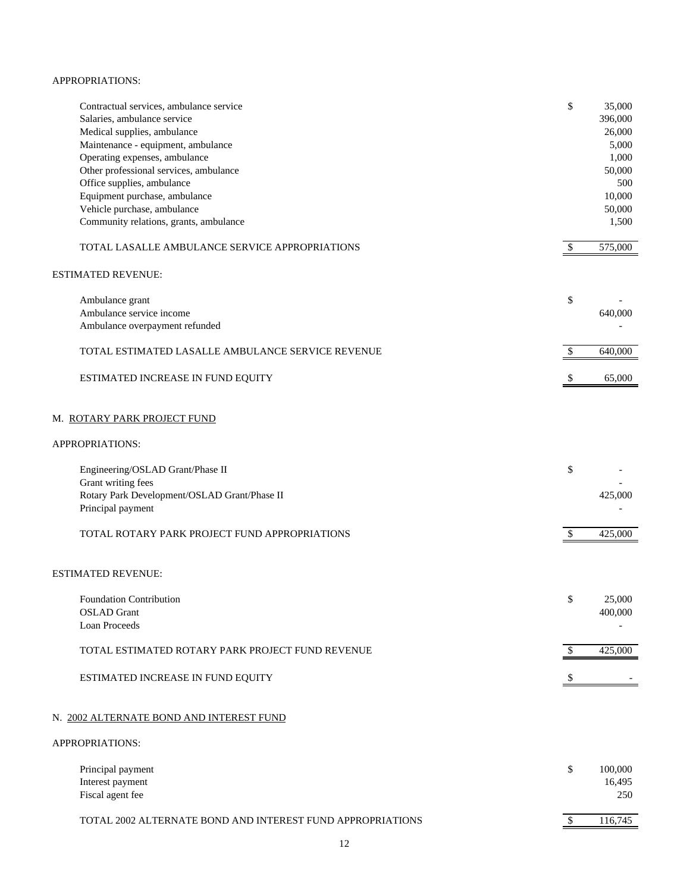APPROPRIATIONS:

| | | |
|---|---|---|
| Contractual services, ambulance service | $ | 35,000 |
| Salaries, ambulance service | | 396,000 |
| Medical supplies, ambulance | | 26,000 |
| Maintenance - equipment, ambulance | | 5,000 |
| Operating expenses, ambulance | | 1,000 |
| Other professional services, ambulance | | 50,000 |
| Office supplies, ambulance | | 500 |
| Equipment purchase, ambulance | | 10,000 |
| Vehicle purchase, ambulance | | 50,000 |
| Community relations, grants, ambulance | | 1,500 |
| TOTAL LASALLE AMBULANCE SERVICE APPROPRIATIONS | $ | 575,000 |

ESTIMATED REVENUE:

| | | |
|---|---|---|
| Ambulance grant | $ | - |
| Ambulance service income | | 640,000 |
| Ambulance overpayment refunded | | - |
| TOTAL ESTIMATED LASALLE AMBULANCE SERVICE REVENUE | $ | 640,000 |
| ESTIMATED INCREASE IN FUND EQUITY | $ | 65,000 |

M. ROTARY PARK PROJECT FUND

APPROPRIATIONS:

| | | |
|---|---|---|
| Engineering/OSLAD Grant/Phase II | $ | - |
| Grant writing fees | | - |
| Rotary Park Development/OSLAD Grant/Phase II | | 425,000 |
| Principal payment | | - |
| TOTAL ROTARY PARK PROJECT FUND APPROPRIATIONS | $ | 425,000 |

ESTIMATED REVENUE:

| | | |
|---|---|---|
| Foundation Contribution | $ | 25,000 |
| OSLAD Grant | | 400,000 |
| Loan Proceeds | | - |
| TOTAL ESTIMATED ROTARY PARK PROJECT FUND REVENUE | $ | 425,000 |
| ESTIMATED INCREASE IN FUND EQUITY | $ | - |

N. 2002 ALTERNATE BOND AND INTEREST FUND

APPROPRIATIONS:

| | | |
|---|---|---|
| Principal payment | $ | 100,000 |
| Interest payment | | 16,495 |
| Fiscal agent fee | | 250 |
| TOTAL 2002 ALTERNATE BOND AND INTEREST FUND APPROPRIATIONS | $ | 116,745 |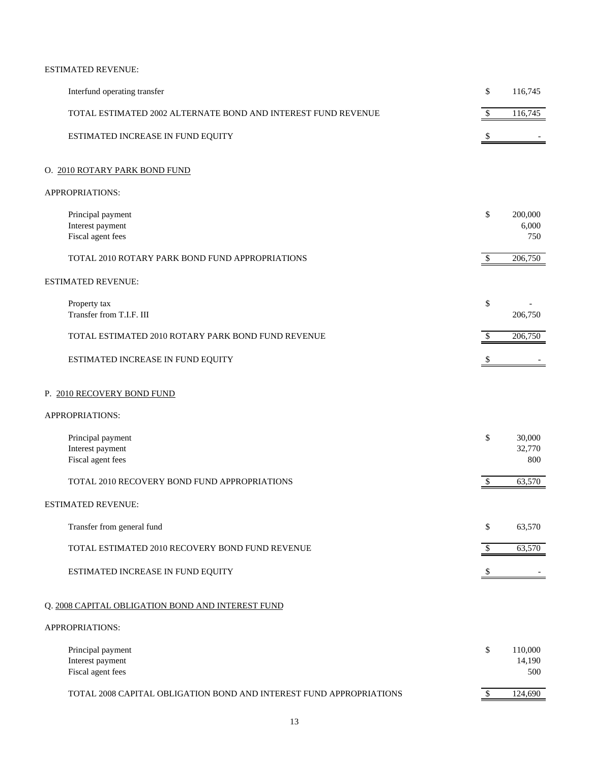ESTIMATED REVENUE:

| | | |
|---|---|---|
| Interfund operating transfer | $ | 116,745 |
| TOTAL ESTIMATED 2002 ALTERNATE BOND AND INTEREST FUND REVENUE | $ | 116,745 |
| ESTIMATED INCREASE IN FUND EQUITY | $ | - |

O. <u>2010 ROTARY PARK BOND FUND</u>

APPROPRIATIONS:

| | | |
|---|---|---|
| Principal payment | $ | 200,000 |
| Interest payment | | 6,000 |
| Fiscal agent fees | | 750 |
| TOTAL 2010 ROTARY PARK BOND FUND APPROPRIATIONS | $ | 206,750 |

ESTIMATED REVENUE:

| | | |
|---|---|---|
| Property tax | $ | - |
| Transfer from T.I.F. III | | 206,750 |
| TOTAL ESTIMATED 2010 ROTARY PARK BOND FUND REVENUE | $ | 206,750 |
| ESTIMATED INCREASE IN FUND EQUITY | $ | - |

P. <u>2010 RECOVERY BOND FUND</u>

APPROPRIATIONS:

| | | |
|---|---|---|
| Principal payment | $ | 30,000 |
| Interest payment | | 32,770 |
| Fiscal agent fees | | 800 |
| TOTAL 2010 RECOVERY BOND FUND APPROPRIATIONS | $ | 63,570 |

ESTIMATED REVENUE:

| | | |
|---|---|---|
| Transfer from general fund | $ | 63,570 |
| TOTAL ESTIMATED 2010 RECOVERY BOND FUND REVENUE | $ | 63,570 |
| ESTIMATED INCREASE IN FUND EQUITY | $ | - |

Q. <u>2008 CAPITAL OBLIGATION BOND AND INTEREST FUND</u>

APPROPRIATIONS:

| | | |
|---|---|---|
| Principal payment | $ | 110,000 |
| Interest payment | | 14,190 |
| Fiscal agent fees | | 500 |
| TOTAL 2008 CAPITAL OBLIGATION BOND AND INTEREST FUND APPROPRIATIONS | $ | 124,690 |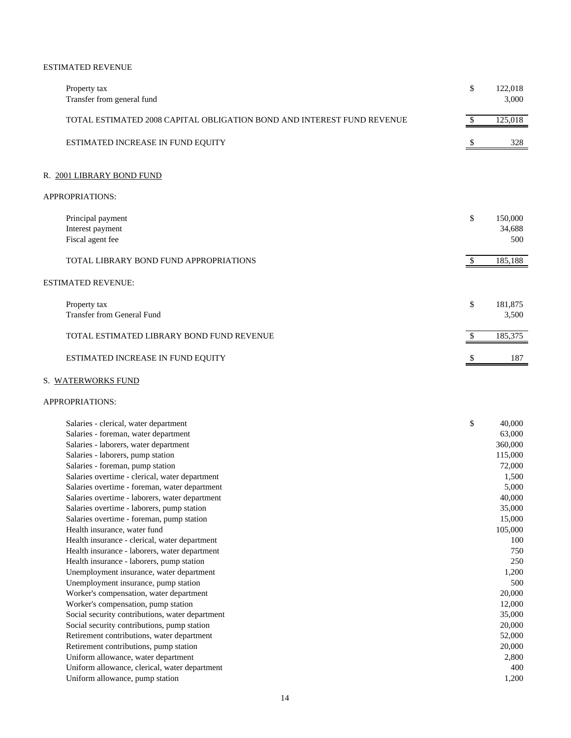ESTIMATED REVENUE

| | | |
|---|---|---|
| Property tax | $ | 122,018 |
| Transfer from general fund | | 3,000 |
| TOTAL ESTIMATED 2008 CAPITAL OBLIGATION BOND AND INTEREST FUND REVENUE | $ | 125,018 |
| ESTIMATED INCREASE IN FUND EQUITY | $ | 328 |

R. 2001 LIBRARY BOND FUND

APPROPRIATIONS:

| | | |
|---|---|---|
| Principal payment | $ | 150,000 |
| Interest payment | | 34,688 |
| Fiscal agent fee | | 500 |
| TOTAL LIBRARY BOND FUND APPROPRIATIONS | $ | 185,188 |

ESTIMATED REVENUE:

| | | |
|---|---|---|
| Property tax | $ | 181,875 |
| Transfer from General Fund | | 3,500 |
| TOTAL ESTIMATED LIBRARY BOND FUND REVENUE | $ | 185,375 |
| ESTIMATED INCREASE IN FUND EQUITY | $ | 187 |

S. WATERWORKS FUND

APPROPRIATIONS:

| | | |
|---|---|---|
| Salaries - clerical, water department | $ | 40,000 |
| Salaries - foreman, water department | | 63,000 |
| Salaries - laborers, water department | | 360,000 |
| Salaries - laborers, pump station | | 115,000 |
| Salaries - foreman, pump station | | 72,000 |
| Salaries overtime - clerical, water department | | 1,500 |
| Salaries overtime - foreman, water department | | 5,000 |
| Salaries overtime - laborers, water department | | 40,000 |
| Salaries overtime - laborers, pump station | | 35,000 |
| Salaries overtime - foreman, pump station | | 15,000 |
| Health insurance, water fund | | 105,000 |
| Health insurance - clerical, water department | | 100 |
| Health insurance - laborers, water department | | 750 |
| Health insurance - laborers, pump station | | 250 |
| Unemployment insurance, water department | | 1,200 |
| Unemployment insurance, pump station | | 500 |
| Worker's compensation, water department | | 20,000 |
| Worker's compensation, pump station | | 12,000 |
| Social security contributions, water department | | 35,000 |
| Social security contributions, pump station | | 20,000 |
| Retirement contributions, water department | | 52,000 |
| Retirement contributions, pump station | | 20,000 |
| Uniform allowance, water department | | 2,800 |
| Uniform allowance, clerical, water department | | 400 |
| Uniform allowance, pump station | | 1,200 |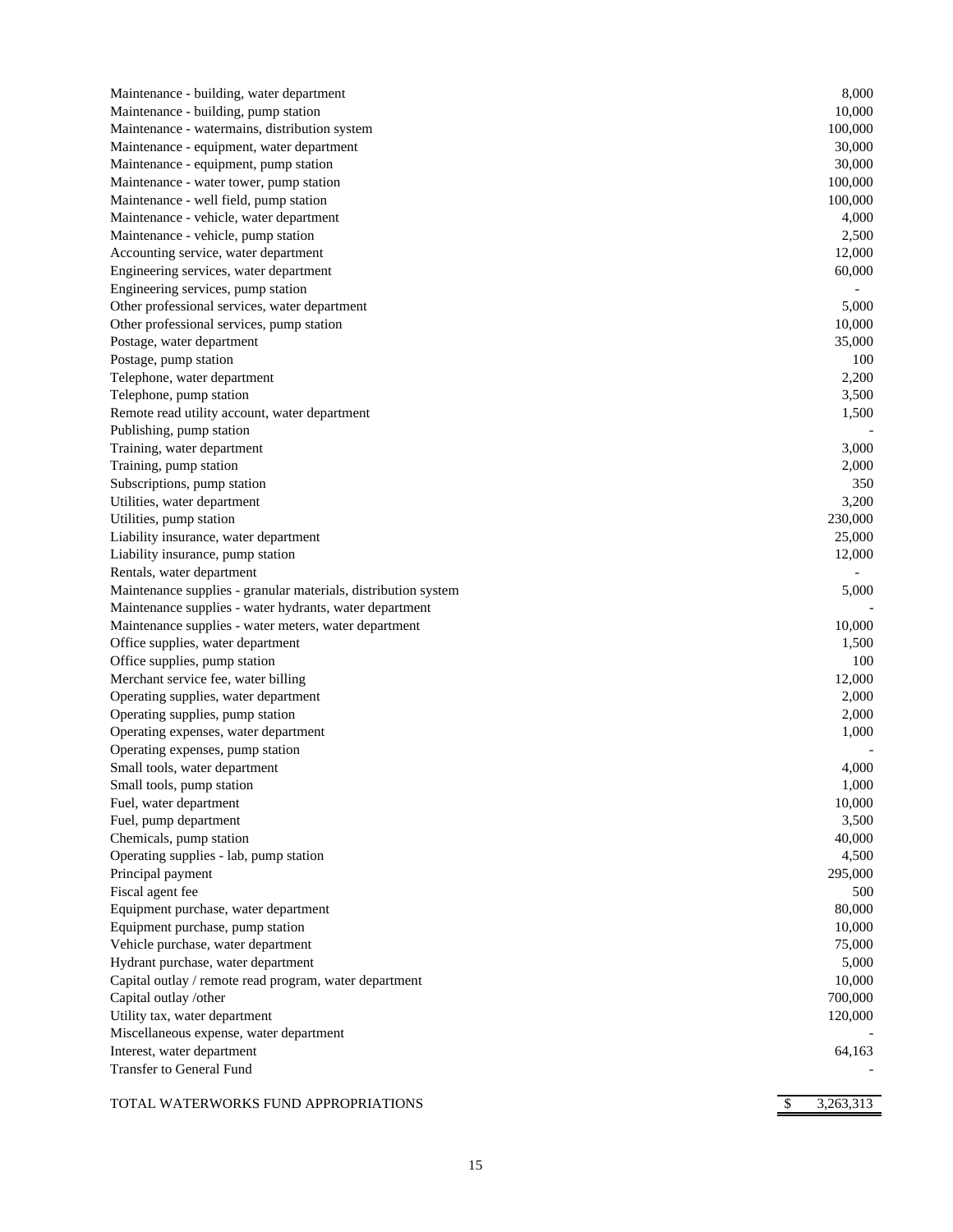| Item | Amount |
|---|---|
| Maintenance - building, water department | 8,000 |
| Maintenance - building, pump station | 10,000 |
| Maintenance - watermains, distribution system | 100,000 |
| Maintenance - equipment, water department | 30,000 |
| Maintenance - equipment, pump station | 30,000 |
| Maintenance - water tower, pump station | 100,000 |
| Maintenance - well field, pump station | 100,000 |
| Maintenance - vehicle, water department | 4,000 |
| Maintenance - vehicle, pump station | 2,500 |
| Accounting service, water department | 12,000 |
| Engineering services, water department | 60,000 |
| Engineering services, pump station | - |
| Other professional services, water department | 5,000 |
| Other professional services, pump station | 10,000 |
| Postage, water department | 35,000 |
| Postage, pump station | 100 |
| Telephone, water department | 2,200 |
| Telephone, pump station | 3,500 |
| Remote read utility account, water department | 1,500 |
| Publishing, pump station | - |
| Training, water department | 3,000 |
| Training, pump station | 2,000 |
| Subscriptions, pump station | 350 |
| Utilities, water department | 3,200 |
| Utilities, pump station | 230,000 |
| Liability insurance, water department | 25,000 |
| Liability insurance, pump station | 12,000 |
| Rentals, water department | - |
| Maintenance supplies - granular materials, distribution system | 5,000 |
| Maintenance supplies - water hydrants, water department | - |
| Maintenance supplies - water meters, water department | 10,000 |
| Office supplies, water department | 1,500 |
| Office supplies, pump station | 100 |
| Merchant service fee, water billing | 12,000 |
| Operating supplies, water department | 2,000 |
| Operating supplies, pump station | 2,000 |
| Operating expenses, water department | 1,000 |
| Operating expenses, pump station | - |
| Small tools, water department | 4,000 |
| Small tools, pump station | 1,000 |
| Fuel, water department | 10,000 |
| Fuel, pump department | 3,500 |
| Chemicals, pump station | 40,000 |
| Operating supplies - lab, pump station | 4,500 |
| Principal payment | 295,000 |
| Fiscal agent fee | 500 |
| Equipment purchase, water department | 80,000 |
| Equipment purchase, pump station | 10,000 |
| Vehicle purchase, water department | 75,000 |
| Hydrant purchase, water department | 5,000 |
| Capital outlay / remote read program, water department | 10,000 |
| Capital outlay /other | 700,000 |
| Utility tax, water department | 120,000 |
| Miscellaneous expense, water department | - |
| Interest, water department | 64,163 |
| Transfer to General Fund | - |
| TOTAL WATERWORKS FUND APPROPRIATIONS | $ 3,263,313 |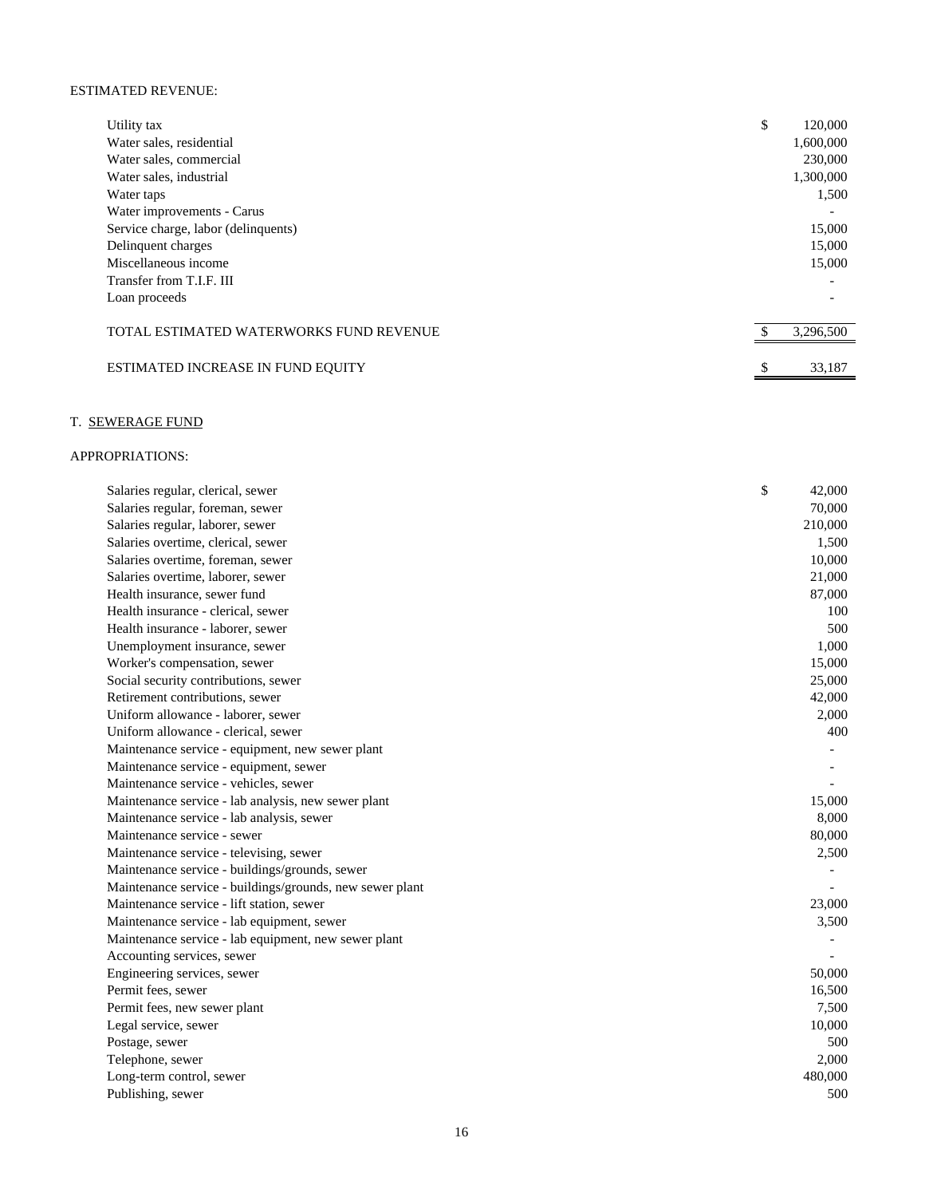ESTIMATED REVENUE:

| | |
|---|---|
| Utility tax | $ 120,000 |
| Water sales, residential | 1,600,000 |
| Water sales, commercial | 230,000 |
| Water sales, industrial | 1,300,000 |
| Water taps | 1,500 |
| Water improvements - Carus | - |
| Service charge, labor (delinquents) | 15,000 |
| Delinquent charges | 15,000 |
| Miscellaneous income | 15,000 |
| Transfer from T.I.F. III | - |
| Loan proceeds | - |
| TOTAL ESTIMATED WATERWORKS FUND REVENUE | $ 3,296,500 |
| ESTIMATED INCREASE IN FUND EQUITY | $ 33,187 |

## T. SEWERAGE FUND

APPROPRIATIONS:

| | |
|---|---|
| Salaries regular, clerical, sewer | $ 42,000 |
| Salaries regular, foreman, sewer | 70,000 |
| Salaries regular, laborer, sewer | 210,000 |
| Salaries overtime, clerical, sewer | 1,500 |
| Salaries overtime, foreman, sewer | 10,000 |
| Salaries overtime, laborer, sewer | 21,000 |
| Health insurance, sewer fund | 87,000 |
| Health insurance - clerical, sewer | 100 |
| Health insurance - laborer, sewer | 500 |
| Unemployment insurance, sewer | 1,000 |
| Worker's compensation, sewer | 15,000 |
| Social security contributions, sewer | 25,000 |
| Retirement contributions, sewer | 42,000 |
| Uniform allowance - laborer, sewer | 2,000 |
| Uniform allowance - clerical, sewer | 400 |
| Maintenance service - equipment, new sewer plant | - |
| Maintenance service - equipment, sewer | - |
| Maintenance service - vehicles, sewer | - |
| Maintenance service - lab analysis, new sewer plant | 15,000 |
| Maintenance service - lab analysis, sewer | 8,000 |
| Maintenance service - sewer | 80,000 |
| Maintenance service - televising, sewer | 2,500 |
| Maintenance service - buildings/grounds, sewer | - |
| Maintenance service - buildings/grounds, new sewer plant | - |
| Maintenance service - lift station, sewer | 23,000 |
| Maintenance service - lab equipment, sewer | 3,500 |
| Maintenance service - lab equipment, new sewer plant | - |
| Accounting services, sewer | - |
| Engineering services, sewer | 50,000 |
| Permit fees, sewer | 16,500 |
| Permit fees, new sewer plant | 7,500 |
| Legal service, sewer | 10,000 |
| Postage, sewer | 500 |
| Telephone, sewer | 2,000 |
| Long-term control, sewer | 480,000 |
| Publishing, sewer | 500 |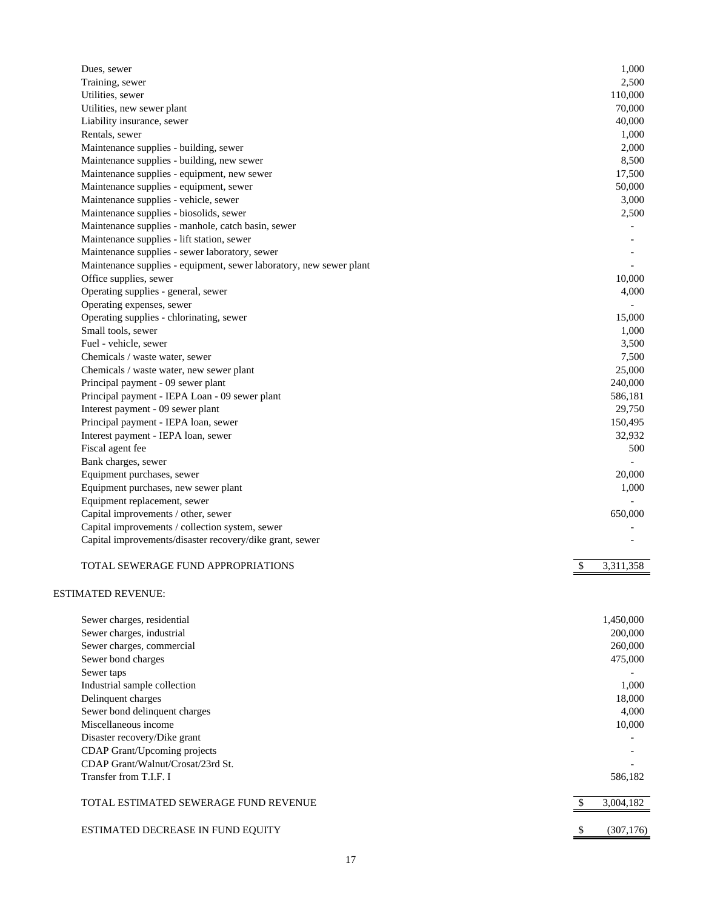| | |
|---|---|
| Dues, sewer | 1,000 |
| Training, sewer | 2,500 |
| Utilities, sewer | 110,000 |
| Utilities, new sewer plant | 70,000 |
| Liability insurance, sewer | 40,000 |
| Rentals, sewer | 1,000 |
| Maintenance supplies - building, sewer | 2,000 |
| Maintenance supplies - building, new sewer | 8,500 |
| Maintenance supplies - equipment, new sewer | 17,500 |
| Maintenance supplies - equipment, sewer | 50,000 |
| Maintenance supplies - vehicle, sewer | 3,000 |
| Maintenance supplies - biosolids, sewer | 2,500 |
| Maintenance supplies - manhole, catch basin, sewer | - |
| Maintenance supplies - lift station, sewer | - |
| Maintenance supplies - sewer laboratory, sewer | - |
| Maintenance supplies - equipment, sewer laboratory, new sewer plant | - |
| Office supplies, sewer | 10,000 |
| Operating supplies - general, sewer | 4,000 |
| Operating expenses, sewer | - |
| Operating supplies - chlorinating, sewer | 15,000 |
| Small tools, sewer | 1,000 |
| Fuel - vehicle, sewer | 3,500 |
| Chemicals / waste water, sewer | 7,500 |
| Chemicals / waste water, new sewer plant | 25,000 |
| Principal payment - 09 sewer plant | 240,000 |
| Principal payment - IEPA Loan - 09 sewer plant | 586,181 |
| Interest payment - 09 sewer plant | 29,750 |
| Principal payment - IEPA loan, sewer | 150,495 |
| Interest payment - IEPA loan, sewer | 32,932 |
| Fiscal agent fee | 500 |
| Bank charges, sewer | - |
| Equipment purchases, sewer | 20,000 |
| Equipment purchases, new sewer plant | 1,000 |
| Equipment replacement, sewer | - |
| Capital improvements / other, sewer | 650,000 |
| Capital improvements / collection system, sewer | - |
| Capital improvements/disaster recovery/dike grant, sewer | - |
| TOTAL SEWERAGE FUND APPROPRIATIONS | $ 3,311,358 |

ESTIMATED REVENUE:

| | |
|---|---|
| Sewer charges, residential | 1,450,000 |
| Sewer charges, industrial | 200,000 |
| Sewer charges, commercial | 260,000 |
| Sewer bond charges | 475,000 |
| Sewer taps | - |
| Industrial sample collection | 1,000 |
| Delinquent charges | 18,000 |
| Sewer bond delinquent charges | 4,000 |
| Miscellaneous income | 10,000 |
| Disaster recovery/Dike grant | - |
| CDAP Grant/Upcoming projects | - |
| CDAP Grant/Walnut/Crosat/23rd St. | - |
| Transfer from T.I.F. I | 586,182 |
| TOTAL ESTIMATED SEWERAGE FUND REVENUE | $ 3,004,182 |
| ESTIMATED DECREASE IN FUND EQUITY | $ (307,176) |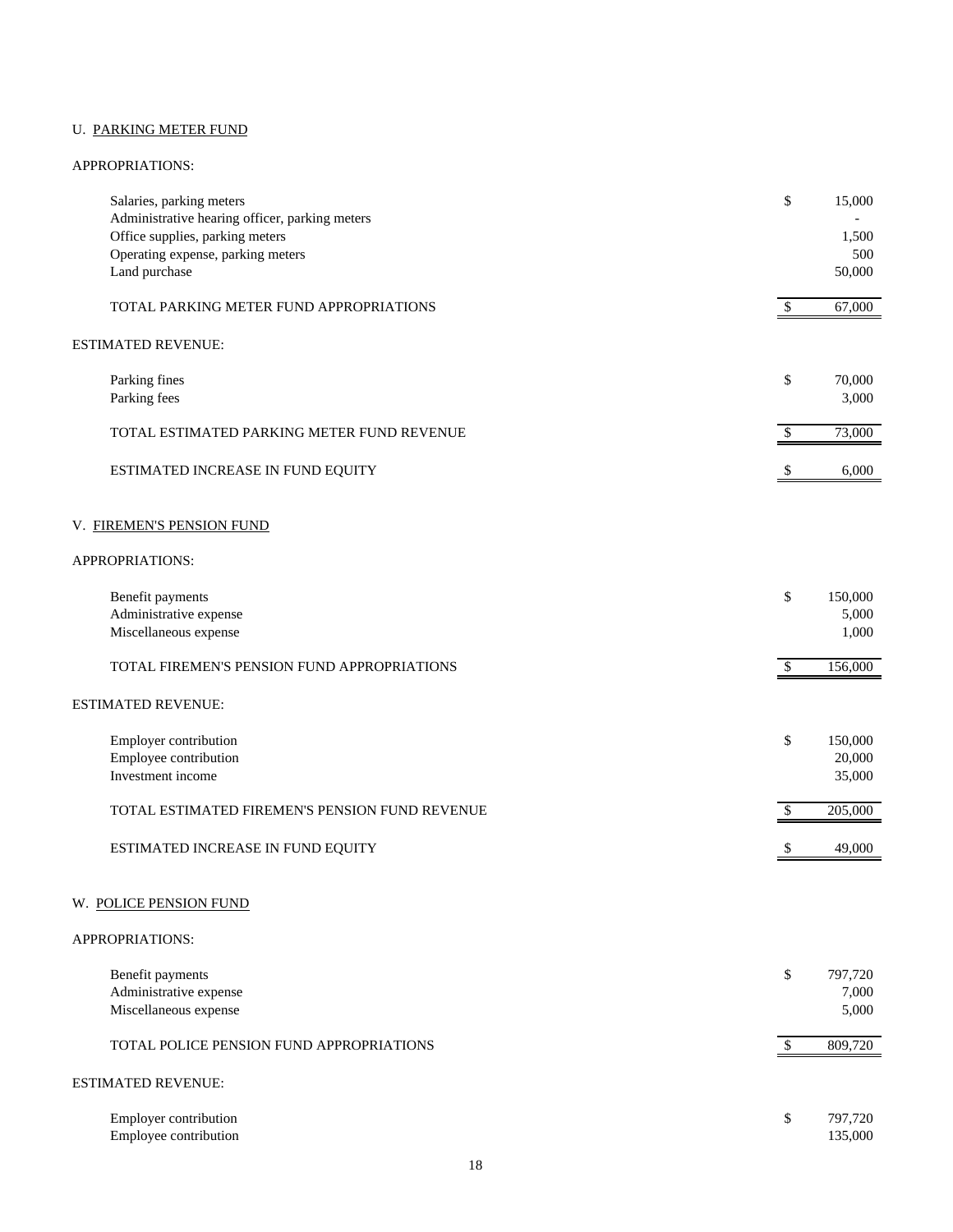U. PARKING METER FUND

APPROPRIATIONS:

| | | |
|---|---|---|
| Salaries, parking meters | $ | 15,000 |
| Administrative hearing officer, parking meters | | - |
| Office supplies, parking meters | | 1,500 |
| Operating expense, parking meters | | 500 |
| Land purchase | | 50,000 |
| TOTAL PARKING METER FUND APPROPRIATIONS | $ | 67,000 |

ESTIMATED REVENUE:

| | | |
|---|---|---|
| Parking fines | $ | 70,000 |
| Parking fees | | 3,000 |
| TOTAL ESTIMATED PARKING METER FUND REVENUE | $ | 73,000 |
| ESTIMATED INCREASE IN FUND EQUITY | $ | 6,000 |

V. FIREMEN'S PENSION FUND

APPROPRIATIONS:

| | | |
|---|---|---|
| Benefit payments | $ | 150,000 |
| Administrative expense | | 5,000 |
| Miscellaneous expense | | 1,000 |
| TOTAL FIREMEN'S PENSION FUND APPROPRIATIONS | $ | 156,000 |

ESTIMATED REVENUE:

| | | |
|---|---|---|
| Employer contribution | $ | 150,000 |
| Employee contribution | | 20,000 |
| Investment income | | 35,000 |
| TOTAL ESTIMATED FIREMEN'S PENSION FUND REVENUE | $ | 205,000 |
| ESTIMATED INCREASE IN FUND EQUITY | $ | 49,000 |

W. POLICE PENSION FUND

APPROPRIATIONS:

| | | |
|---|---|---|
| Benefit payments | $ | 797,720 |
| Administrative expense | | 7,000 |
| Miscellaneous expense | | 5,000 |
| TOTAL POLICE PENSION FUND APPROPRIATIONS | $ | 809,720 |

ESTIMATED REVENUE:

| | | |
|---|---|---|
| Employer contribution | $ | 797,720 |
| Employee contribution | | 135,000 |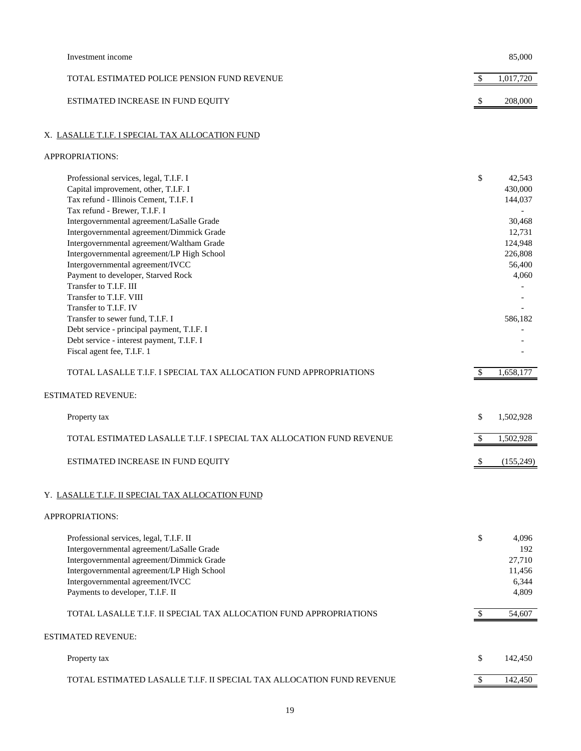| | |
|---|---|
| Investment income | 85,000 |
| TOTAL ESTIMATED POLICE PENSION FUND REVENUE | $ 1,017,720 |
| ESTIMATED INCREASE IN FUND EQUITY | $ 208,000 |

## X. LASALLE T.I.F. I SPECIAL TAX ALLOCATION FUND

APPROPRIATIONS:

| | |
|---|---|
| Professional services, legal, T.I.F. I | $ 42,543 |
| Capital improvement, other, T.I.F. I | 430,000 |
| Tax refund - Illinois Cement, T.I.F. I | 144,037 |
| Tax refund - Brewer, T.I.F. I | - |
| Intergovernmental agreement/LaSalle Grade | 30,468 |
| Intergovernmental agreement/Dimmick Grade | 12,731 |
| Intergovernmental agreement/Waltham Grade | 124,948 |
| Intergovernmental agreement/LP High School | 226,808 |
| Intergovernmental agreement/IVCC | 56,400 |
| Payment to developer, Starved Rock | 4,060 |
| Transfer to T.I.F. III | - |
| Transfer to T.I.F. VIII | - |
| Transfer to T.I.F. IV | - |
| Transfer to sewer fund, T.I.F. I | 586,182 |
| Debt service - principal payment, T.I.F. I | - |
| Debt service - interest payment, T.I.F. I | - |
| Fiscal agent fee, T.I.F. 1 | - |
| TOTAL LASALLE T.I.F. I SPECIAL TAX ALLOCATION FUND APPROPRIATIONS | $ 1,658,177 |

ESTIMATED REVENUE:

| | |
|---|---|
| Property tax | $ 1,502,928 |
| TOTAL ESTIMATED LASALLE T.I.F. I SPECIAL TAX ALLOCATION FUND REVENUE | $ 1,502,928 |
| ESTIMATED INCREASE IN FUND EQUITY | $ (155,249) |

## Y. LASALLE T.I.F. II SPECIAL TAX ALLOCATION FUND

APPROPRIATIONS:

| | |
|---|---|
| Professional services, legal, T.I.F. II | $ 4,096 |
| Intergovernmental agreement/LaSalle Grade | 192 |
| Intergovernmental agreement/Dimmick Grade | 27,710 |
| Intergovernmental agreement/LP High School | 11,456 |
| Intergovernmental agreement/IVCC | 6,344 |
| Payments to developer, T.I.F. II | 4,809 |
| TOTAL LASALLE T.I.F. II SPECIAL TAX ALLOCATION FUND APPROPRIATIONS | $ 54,607 |

ESTIMATED REVENUE:

| | |
|---|---|
| Property tax | $ 142,450 |
| TOTAL ESTIMATED LASALLE T.I.F. II SPECIAL TAX ALLOCATION FUND REVENUE | $ 142,450 |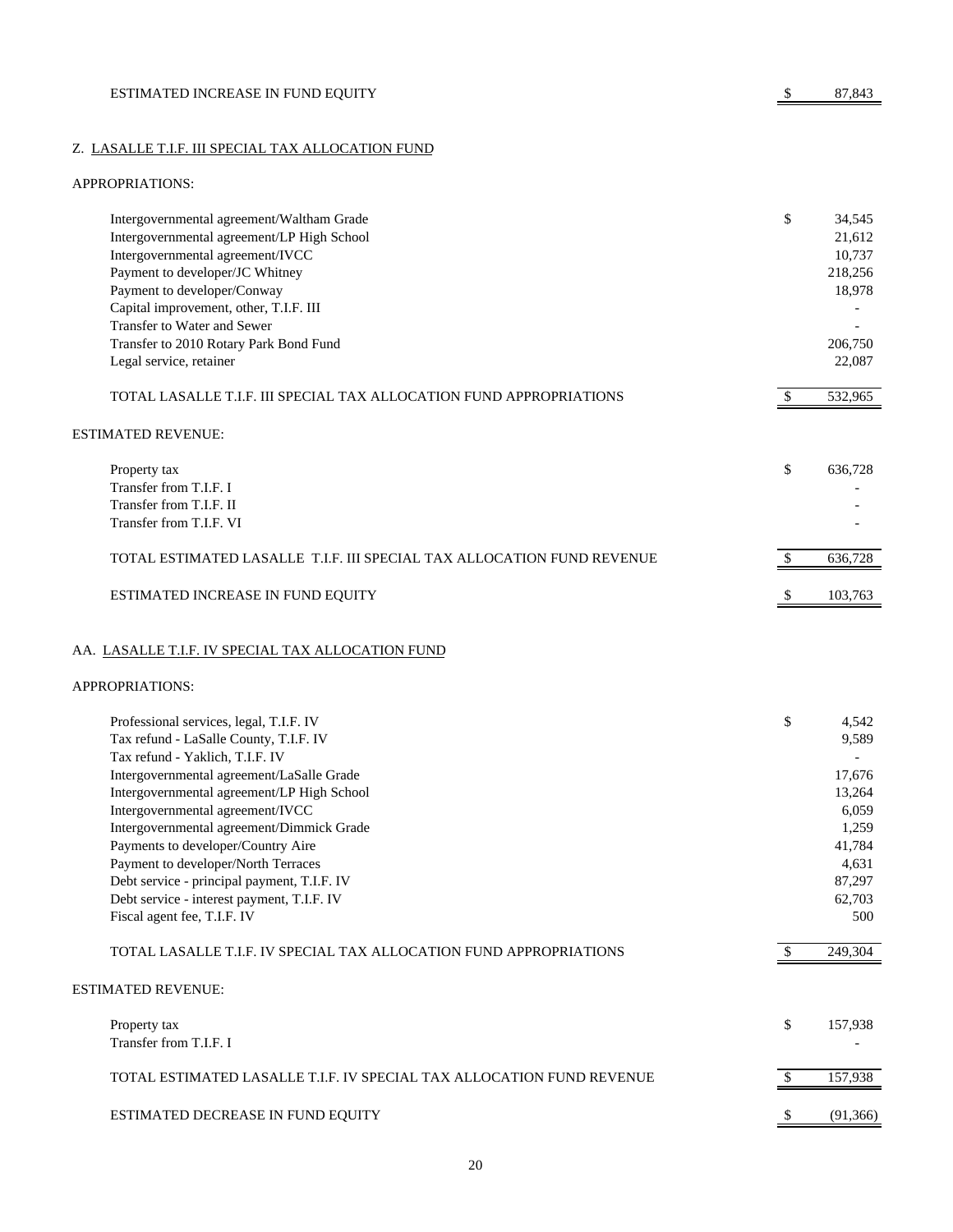| | |
|---|---|
| ESTIMATED INCREASE IN FUND EQUITY | $ 87,843 |

## Z. LASALLE T.I.F. III SPECIAL TAX ALLOCATION FUND

APPROPRIATIONS:

| | |
|---|---|
| Intergovernmental agreement/Waltham Grade | $ 34,545 |
| Intergovernmental agreement/LP High School | 21,612 |
| Intergovernmental agreement/IVCC | 10,737 |
| Payment to developer/JC Whitney | 218,256 |
| Payment to developer/Conway | 18,978 |
| Capital improvement, other, T.I.F. III | - |
| Transfer to Water and Sewer | - |
| Transfer to 2010 Rotary Park Bond Fund | 206,750 |
| Legal service, retainer | 22,087 |
| TOTAL LASALLE T.I.F. III SPECIAL TAX ALLOCATION FUND APPROPRIATIONS | $ 532,965 |

ESTIMATED REVENUE:

| | |
|---|---|
| Property tax | $ 636,728 |
| Transfer from T.I.F. I | - |
| Transfer from T.I.F. II | - |
| Transfer from T.I.F. VI | - |
| TOTAL ESTIMATED LASALLE T.I.F. III SPECIAL TAX ALLOCATION FUND REVENUE | $ 636,728 |
| ESTIMATED INCREASE IN FUND EQUITY | $ 103,763 |

## AA. LASALLE T.I.F. IV SPECIAL TAX ALLOCATION FUND

APPROPRIATIONS:

| | |
|---|---|
| Professional services, legal, T.I.F. IV | $ 4,542 |
| Tax refund - LaSalle County, T.I.F. IV | 9,589 |
| Tax refund - Yaklich, T.I.F. IV | - |
| Intergovernmental agreement/LaSalle Grade | 17,676 |
| Intergovernmental agreement/LP High School | 13,264 |
| Intergovernmental agreement/IVCC | 6,059 |
| Intergovernmental agreement/Dimmick Grade | 1,259 |
| Payments to developer/Country Aire | 41,784 |
| Payment to developer/North Terraces | 4,631 |
| Debt service - principal payment, T.I.F. IV | 87,297 |
| Debt service - interest payment, T.I.F. IV | 62,703 |
| Fiscal agent fee, T.I.F. IV | 500 |
| TOTAL LASALLE T.I.F. IV SPECIAL TAX ALLOCATION FUND APPROPRIATIONS | $ 249,304 |

ESTIMATED REVENUE:

| | |
|---|---|
| Property tax | $ 157,938 |
| Transfer from T.I.F. I | - |
| TOTAL ESTIMATED LASALLE T.I.F. IV SPECIAL TAX ALLOCATION FUND REVENUE | $ 157,938 |
| ESTIMATED DECREASE IN FUND EQUITY | $ (91,366) |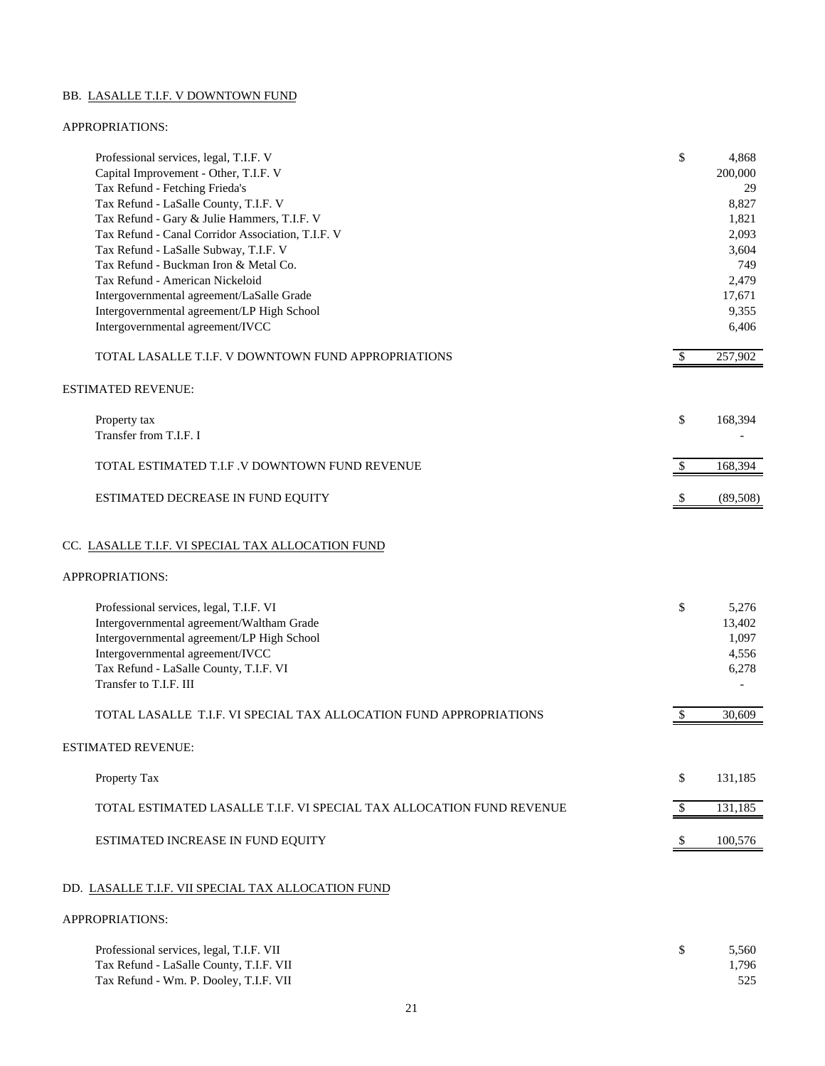BB. LASALLE T.I.F. V DOWNTOWN FUND

APPROPRIATIONS:

| | | |
|---|---|---|
| Professional services, legal, T.I.F. V | $ | 4,868 |
| Capital Improvement - Other, T.I.F. V | | 200,000 |
| Tax Refund - Fetching Frieda's | | 29 |
| Tax Refund - LaSalle County, T.I.F. V | | 8,827 |
| Tax Refund - Gary & Julie Hammers, T.I.F. V | | 1,821 |
| Tax Refund - Canal Corridor Association, T.I.F. V | | 2,093 |
| Tax Refund - LaSalle Subway, T.I.F. V | | 3,604 |
| Tax Refund - Buckman Iron & Metal Co. | | 749 |
| Tax Refund - American Nickeloid | | 2,479 |
| Intergovernmental agreement/LaSalle Grade | | 17,671 |
| Intergovernmental agreement/LP High School | | 9,355 |
| Intergovernmental agreement/IVCC | | 6,406 |
| TOTAL LASALLE T.I.F. V DOWNTOWN FUND APPROPRIATIONS | $ | 257,902 |

ESTIMATED REVENUE:

| | | |
|---|---|---|
| Property tax | $ | 168,394 |
| Transfer from T.I.F. I | | - |
| TOTAL ESTIMATED T.I.F .V DOWNTOWN FUND REVENUE | $ | 168,394 |
| ESTIMATED DECREASE IN FUND EQUITY | $ | (89,508) |

CC. LASALLE T.I.F. VI SPECIAL TAX ALLOCATION FUND

APPROPRIATIONS:

| | | |
|---|---|---|
| Professional services, legal, T.I.F. VI | $ | 5,276 |
| Intergovernmental agreement/Waltham Grade | | 13,402 |
| Intergovernmental agreement/LP High School | | 1,097 |
| Intergovernmental agreement/IVCC | | 4,556 |
| Tax Refund - LaSalle County, T.I.F. VI | | 6,278 |
| Transfer to T.I.F. III | | - |
| TOTAL LASALLE T.I.F. VI SPECIAL TAX ALLOCATION FUND APPROPRIATIONS | $ | 30,609 |

ESTIMATED REVENUE:

| | | |
|---|---|---|
| Property Tax | $ | 131,185 |
| TOTAL ESTIMATED LASALLE T.I.F. VI SPECIAL TAX ALLOCATION FUND REVENUE | $ | 131,185 |
| ESTIMATED INCREASE IN FUND EQUITY | $ | 100,576 |

DD. LASALLE T.I.F. VII SPECIAL TAX ALLOCATION FUND

APPROPRIATIONS:

| | | |
|---|---|---|
| Professional services, legal, T.I.F. VII | $ | 5,560 |
| Tax Refund - LaSalle County, T.I.F. VII | | 1,796 |
| Tax Refund - Wm. P. Dooley, T.I.F. VII | | 525 |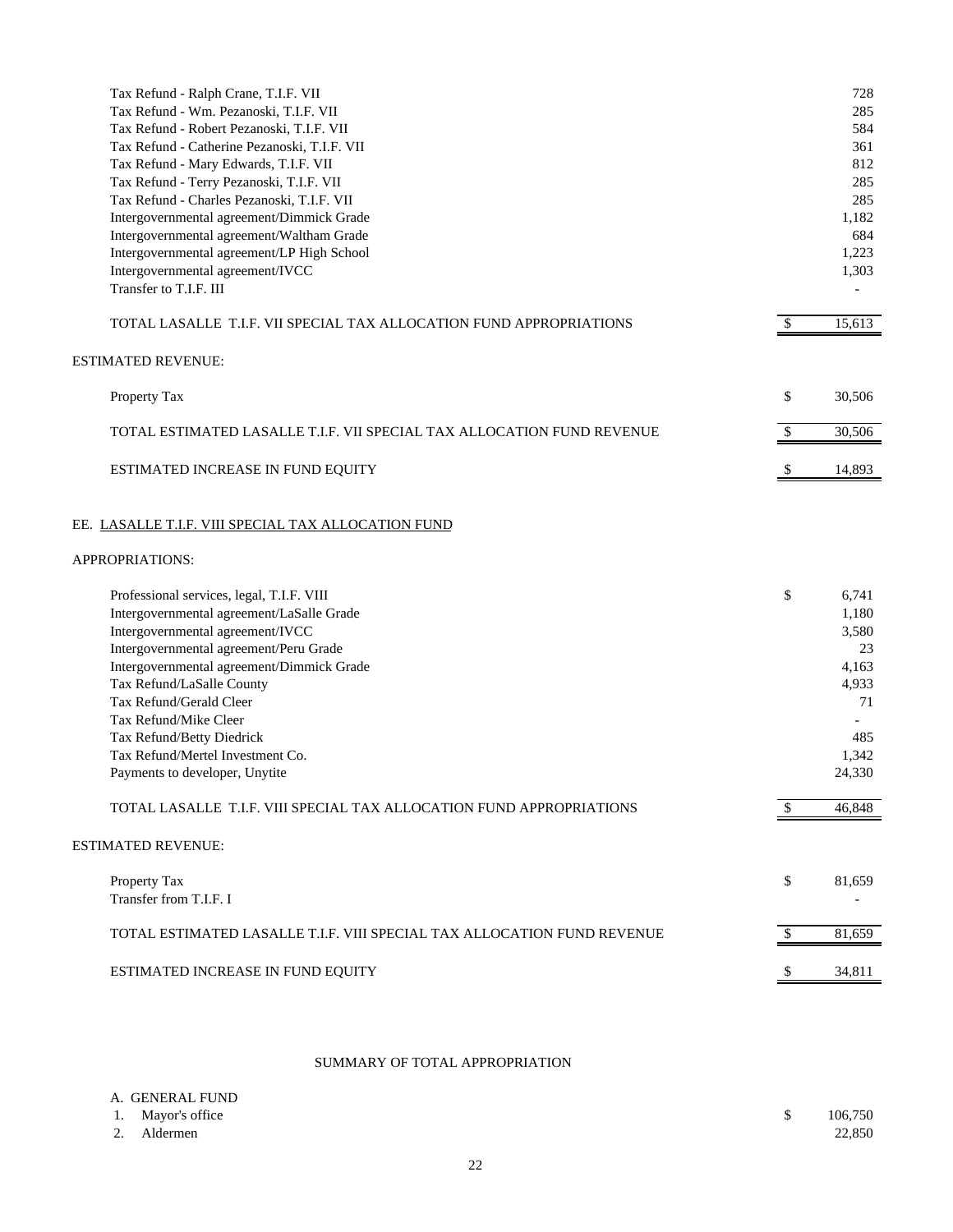| | | |
|---|---|---|
| Tax Refund - Ralph Crane, T.I.F. VII | | 728 |
| Tax Refund - Wm. Pezanoski, T.I.F. VII | | 285 |
| Tax Refund - Robert Pezanoski, T.I.F. VII | | 584 |
| Tax Refund - Catherine Pezanoski, T.I.F. VII | | 361 |
| Tax Refund - Mary Edwards, T.I.F. VII | | 812 |
| Tax Refund - Terry Pezanoski, T.I.F. VII | | 285 |
| Tax Refund - Charles Pezanoski, T.I.F. VII | | 285 |
| Intergovernmental agreement/Dimmick Grade | | 1,182 |
| Intergovernmental agreement/Waltham Grade | | 684 |
| Intergovernmental agreement/LP High School | | 1,223 |
| Intergovernmental agreement/IVCC | | 1,303 |
| Transfer to T.I.F. III | | - |
| TOTAL LASALLE T.I.F. VII SPECIAL TAX ALLOCATION FUND APPROPRIATIONS | $ | 15,613 |

ESTIMATED REVENUE:

| | | |
|---|---|---|
| Property Tax | $ | 30,506 |
| TOTAL ESTIMATED LASALLE T.I.F. VII SPECIAL TAX ALLOCATION FUND REVENUE | $ | 30,506 |
| ESTIMATED INCREASE IN FUND EQUITY | $ | 14,893 |

EE. LASALLE T.I.F. VIII SPECIAL TAX ALLOCATION FUND

APPROPRIATIONS:

| | | |
|---|---|---|
| Professional services, legal, T.I.F. VIII | $ | 6,741 |
| Intergovernmental agreement/LaSalle Grade | | 1,180 |
| Intergovernmental agreement/IVCC | | 3,580 |
| Intergovernmental agreement/Peru Grade | | 23 |
| Intergovernmental agreement/Dimmick Grade | | 4,163 |
| Tax Refund/LaSalle County | | 4,933 |
| Tax Refund/Gerald Cleer | | 71 |
| Tax Refund/Mike Cleer | | - |
| Tax Refund/Betty Diedrick | | 485 |
| Tax Refund/Mertel Investment Co. | | 1,342 |
| Payments to developer, Unytite | | 24,330 |
| TOTAL LASALLE T.I.F. VIII SPECIAL TAX ALLOCATION FUND APPROPRIATIONS | $ | 46,848 |

ESTIMATED REVENUE:

| | | |
|---|---|---|
| Property Tax | $ | 81,659 |
| Transfer from T.I.F. I | | - |
| TOTAL ESTIMATED LASALLE T.I.F. VIII SPECIAL TAX ALLOCATION FUND REVENUE | $ | 81,659 |
| ESTIMATED INCREASE IN FUND EQUITY | $ | 34,811 |

SUMMARY OF TOTAL APPROPRIATION

A. GENERAL FUND

| | | |
|---|---|---|
| 1. Mayor's office | $ | 106,750 |
| 2. Aldermen | | 22,850 |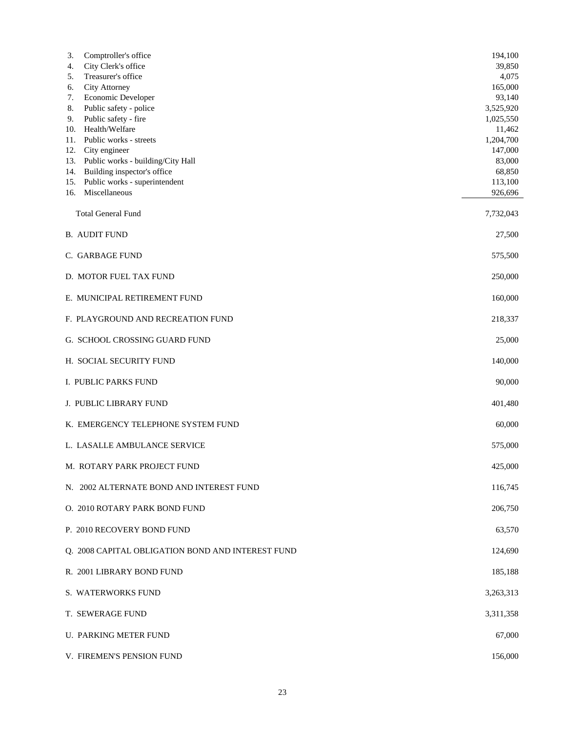| | |
|---|---|
| 3. Comptroller's office | 194,100 |
| 4. City Clerk's office | 39,850 |
| 5. Treasurer's office | 4,075 |
| 6. City Attorney | 165,000 |
| 7. Economic Developer | 93,140 |
| 8. Public safety - police | 3,525,920 |
| 9. Public safety - fire | 1,025,550 |
| 10. Health/Welfare | 11,462 |
| 11. Public works - streets | 1,204,700 |
| 12. City engineer | 147,000 |
| 13. Public works - building/City Hall | 83,000 |
| 14. Building inspector's office | 68,850 |
| 15. Public works - superintendent | 113,100 |
| 16. Miscellaneous | 926,696 |
| Total General Fund | 7,732,043 |
| B. AUDIT FUND | 27,500 |
| C. GARBAGE FUND | 575,500 |
| D. MOTOR FUEL TAX FUND | 250,000 |
| E. MUNICIPAL RETIREMENT FUND | 160,000 |
| F. PLAYGROUND AND RECREATION FUND | 218,337 |
| G. SCHOOL CROSSING GUARD FUND | 25,000 |
| H. SOCIAL SECURITY FUND | 140,000 |
| I. PUBLIC PARKS FUND | 90,000 |
| J. PUBLIC LIBRARY FUND | 401,480 |
| K. EMERGENCY TELEPHONE SYSTEM FUND | 60,000 |
| L. LASALLE AMBULANCE SERVICE | 575,000 |
| M. ROTARY PARK PROJECT FUND | 425,000 |
| N. 2002 ALTERNATE BOND AND INTEREST FUND | 116,745 |
| O. 2010 ROTARY PARK BOND FUND | 206,750 |
| P. 2010 RECOVERY BOND FUND | 63,570 |
| Q. 2008 CAPITAL OBLIGATION BOND AND INTEREST FUND | 124,690 |
| R. 2001 LIBRARY BOND FUND | 185,188 |
| S. WATERWORKS FUND | 3,263,313 |
| T. SEWERAGE FUND | 3,311,358 |
| U. PARKING METER FUND | 67,000 |
| V. FIREMEN'S PENSION FUND | 156,000 |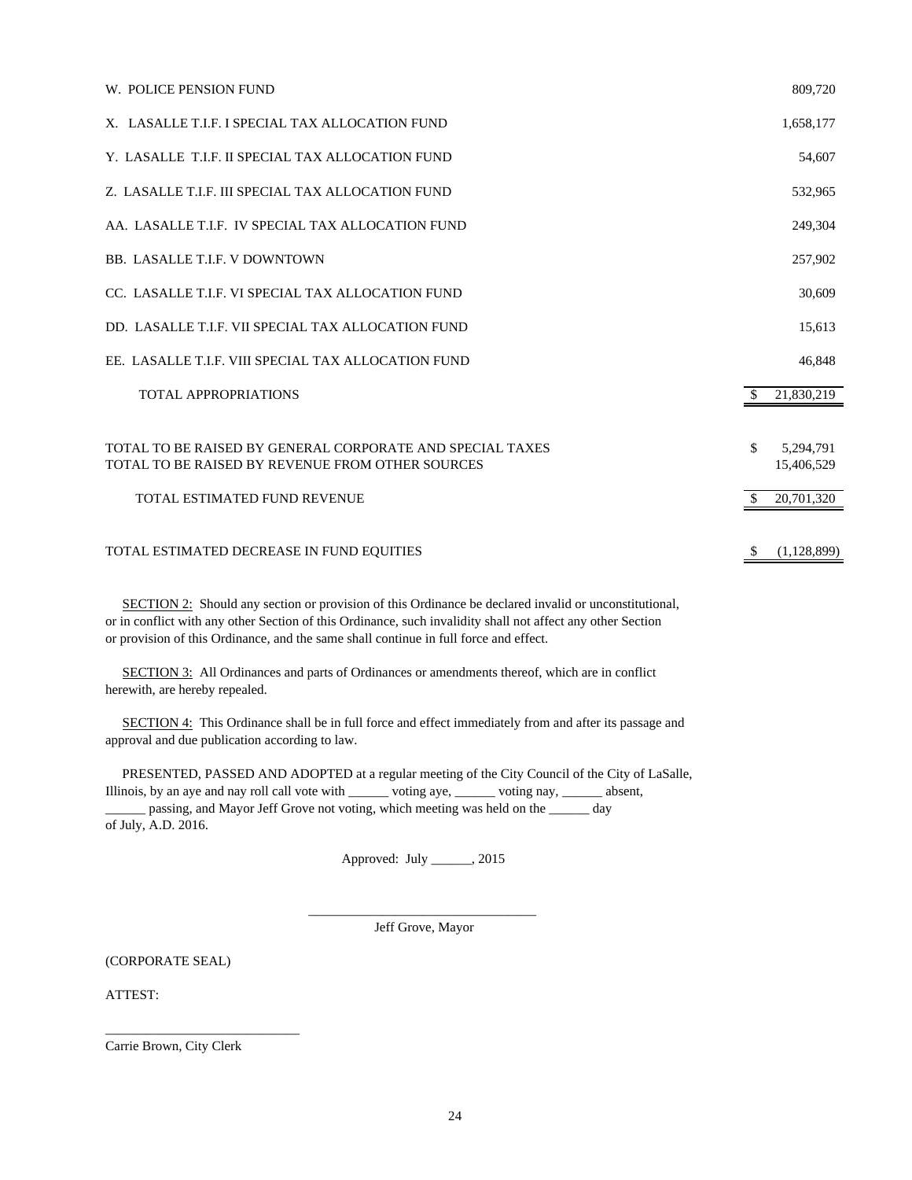| | |
|---|---|
| W. POLICE PENSION FUND | 809,720 |
| X. LASALLE T.I.F. I SPECIAL TAX ALLOCATION FUND | 1,658,177 |
| Y. LASALLE T.I.F. II SPECIAL TAX ALLOCATION FUND | 54,607 |
| Z. LASALLE T.I.F. III SPECIAL TAX ALLOCATION FUND | 532,965 |
| AA. LASALLE T.I.F. IV SPECIAL TAX ALLOCATION FUND | 249,304 |
| BB. LASALLE T.I.F. V DOWNTOWN | 257,902 |
| CC. LASALLE T.I.F. VI SPECIAL TAX ALLOCATION FUND | 30,609 |
| DD. LASALLE T.I.F. VII SPECIAL TAX ALLOCATION FUND | 15,613 |
| EE. LASALLE T.I.F. VIII SPECIAL TAX ALLOCATION FUND | 46,848 |
| TOTAL APPROPRIATIONS | $ 21,830,219 |
| | |
| TOTAL TO BE RAISED BY GENERAL CORPORATE AND SPECIAL TAXES | $ 5,294,791 |
| TOTAL TO BE RAISED BY REVENUE FROM OTHER SOURCES | 15,406,529 |
| TOTAL ESTIMATED FUND REVENUE | $ 20,701,320 |
| | |
| TOTAL ESTIMATED DECREASE IN FUND EQUITIES | $ (1,128,899) |

SECTION 2: Should any section or provision of this Ordinance be declared invalid or unconstitutional, or in conflict with any other Section of this Ordinance, such invalidity shall not affect any other Section or provision of this Ordinance, and the same shall continue in full force and effect.

SECTION 3: All Ordinances and parts of Ordinances or amendments thereof, which are in conflict herewith, are hereby repealed.

SECTION 4: This Ordinance shall be in full force and effect immediately from and after its passage and approval and due publication according to law.

PRESENTED, PASSED AND ADOPTED at a regular meeting of the City Council of the City of LaSalle, Illinois, by an aye and nay roll call vote with ______ voting aye, ______ voting nay, ______ absent, ______ passing, and Mayor Jeff Grove not voting, which meeting was held on the ______ day of July, A.D. 2016.

Approved: July ______, 2015

_________________________________
Jeff Grove, Mayor

(CORPORATE SEAL)

ATTEST:

____________________________
Carrie Brown, City Clerk